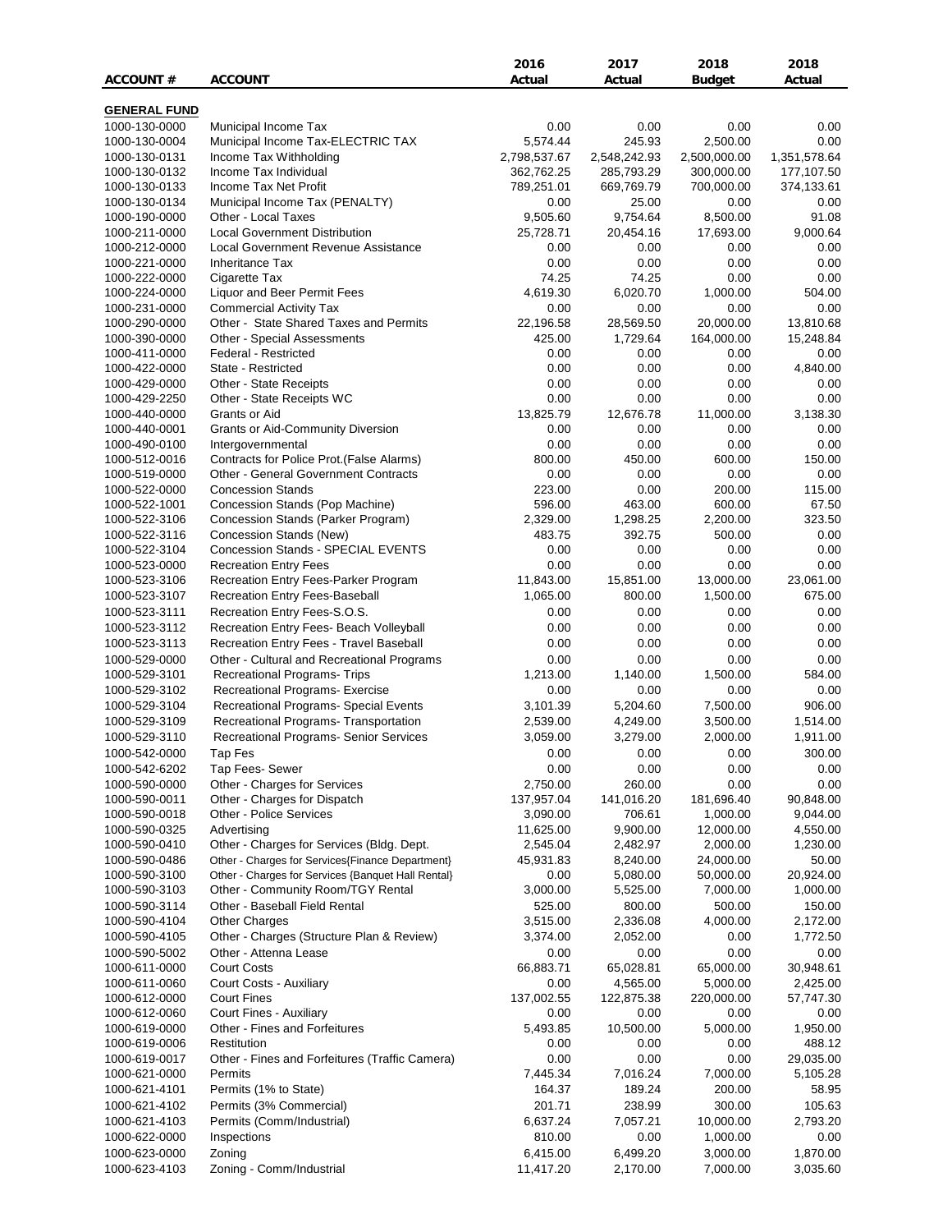| ACCOUNT # | ACCOUNT | 2016 Actual | 2017 Actual | 2018 Budget | 2018 Actual |
|---|---|---|---|---|---|
| **GENERAL FUND** | | | | | |
| 1000-130-0000 | Municipal Income Tax | 0.00 | 0.00 | 0.00 | 0.00 |
| 1000-130-0004 | Municipal Income Tax-ELECTRIC TAX | 5,574.44 | 245.93 | 2,500.00 | 0.00 |
| 1000-130-0131 | Income Tax Withholding | 2,798,537.67 | 2,548,242.93 | 2,500,000.00 | 1,351,578.64 |
| 1000-130-0132 | Income Tax Individual | 362,762.25 | 285,793.29 | 300,000.00 | 177,107.50 |
| 1000-130-0133 | Income Tax Net Profit | 789,251.01 | 669,769.79 | 700,000.00 | 374,133.61 |
| 1000-130-0134 | Municipal Income Tax (PENALTY) | 0.00 | 25.00 | 0.00 | 0.00 |
| 1000-190-0000 | Other - Local Taxes | 9,505.60 | 9,754.64 | 8,500.00 | 91.08 |
| 1000-211-0000 | Local Government Distribution | 25,728.71 | 20,454.16 | 17,693.00 | 9,000.64 |
| 1000-212-0000 | Local Government Revenue Assistance | 0.00 | 0.00 | 0.00 | 0.00 |
| 1000-221-0000 | Inheritance Tax | 0.00 | 0.00 | 0.00 | 0.00 |
| 1000-222-0000 | Cigarette Tax | 74.25 | 74.25 | 0.00 | 0.00 |
| 1000-224-0000 | Liquor and Beer Permit Fees | 4,619.30 | 6,020.70 | 1,000.00 | 504.00 |
| 1000-231-0000 | Commercial Activity Tax | 0.00 | 0.00 | 0.00 | 0.00 |
| 1000-290-0000 | Other - State Shared Taxes and Permits | 22,196.58 | 28,569.50 | 20,000.00 | 13,810.68 |
| 1000-390-0000 | Other - Special Assessments | 425.00 | 1,729.64 | 164,000.00 | 15,248.84 |
| 1000-411-0000 | Federal - Restricted | 0.00 | 0.00 | 0.00 | 0.00 |
| 1000-422-0000 | State - Restricted | 0.00 | 0.00 | 0.00 | 4,840.00 |
| 1000-429-0000 | Other - State Receipts | 0.00 | 0.00 | 0.00 | 0.00 |
| 1000-429-2250 | Other - State Receipts WC | 0.00 | 0.00 | 0.00 | 0.00 |
| 1000-440-0000 | Grants or Aid | 13,825.79 | 12,676.78 | 11,000.00 | 3,138.30 |
| 1000-440-0001 | Grants or Aid-Community Diversion | 0.00 | 0.00 | 0.00 | 0.00 |
| 1000-490-0100 | Intergovernmental | 0.00 | 0.00 | 0.00 | 0.00 |
| 1000-512-0016 | Contracts for Police Prot.(False Alarms) | 800.00 | 450.00 | 600.00 | 150.00 |
| 1000-519-0000 | Other - General Government Contracts | 0.00 | 0.00 | 0.00 | 0.00 |
| 1000-522-0000 | Concession Stands | 223.00 | 0.00 | 200.00 | 115.00 |
| 1000-522-1001 | Concession Stands (Pop Machine) | 596.00 | 463.00 | 600.00 | 67.50 |
| 1000-522-3106 | Concession Stands (Parker Program) | 2,329.00 | 1,298.25 | 2,200.00 | 323.50 |
| 1000-522-3116 | Concession Stands (New) | 483.75 | 392.75 | 500.00 | 0.00 |
| 1000-522-3104 | Concession Stands - SPECIAL EVENTS | 0.00 | 0.00 | 0.00 | 0.00 |
| 1000-523-0000 | Recreation Entry Fees | 0.00 | 0.00 | 0.00 | 0.00 |
| 1000-523-3106 | Recreation Entry Fees-Parker Program | 11,843.00 | 15,851.00 | 13,000.00 | 23,061.00 |
| 1000-523-3107 | Recreation Entry Fees-Baseball | 1,065.00 | 800.00 | 1,500.00 | 675.00 |
| 1000-523-3111 | Recreation Entry Fees-S.O.S. | 0.00 | 0.00 | 0.00 | 0.00 |
| 1000-523-3112 | Recreation Entry Fees- Beach Volleyball | 0.00 | 0.00 | 0.00 | 0.00 |
| 1000-523-3113 | Recreation Entry Fees - Travel Baseball | 0.00 | 0.00 | 0.00 | 0.00 |
| 1000-529-0000 | Other - Cultural and Recreational Programs | 0.00 | 0.00 | 0.00 | 0.00 |
| 1000-529-3101 | Recreational Programs- Trips | 1,213.00 | 1,140.00 | 1,500.00 | 584.00 |
| 1000-529-3102 | Recreational Programs- Exercise | 0.00 | 0.00 | 0.00 | 0.00 |
| 1000-529-3104 | Recreational Programs- Special Events | 3,101.39 | 5,204.60 | 7,500.00 | 906.00 |
| 1000-529-3109 | Recreational Programs- Transportation | 2,539.00 | 4,249.00 | 3,500.00 | 1,514.00 |
| 1000-529-3110 | Recreational Programs- Senior Services | 3,059.00 | 3,279.00 | 2,000.00 | 1,911.00 |
| 1000-542-0000 | Tap Fes | 0.00 | 0.00 | 0.00 | 300.00 |
| 1000-542-6202 | Tap Fees- Sewer | 0.00 | 0.00 | 0.00 | 0.00 |
| 1000-590-0000 | Other - Charges for Services | 2,750.00 | 260.00 | 0.00 | 0.00 |
| 1000-590-0011 | Other - Charges for Dispatch | 137,957.04 | 141,016.20 | 181,696.40 | 90,848.00 |
| 1000-590-0018 | Other - Police Services | 3,090.00 | 706.61 | 1,000.00 | 9,044.00 |
| 1000-590-0325 | Advertising | 11,625.00 | 9,900.00 | 12,000.00 | 4,550.00 |
| 1000-590-0410 | Other - Charges for Services (Bldg. Dept. | 2,545.04 | 2,482.97 | 2,000.00 | 1,230.00 |
| 1000-590-0486 | Other - Charges for Services{Finance Department} | 45,931.83 | 8,240.00 | 24,000.00 | 50.00 |
| 1000-590-3100 | Other - Charges for Services {Banquet Hall Rental} | 0.00 | 5,080.00 | 50,000.00 | 20,924.00 |
| 1000-590-3103 | Other - Community Room/TGY Rental | 3,000.00 | 5,525.00 | 7,000.00 | 1,000.00 |
| 1000-590-3114 | Other - Baseball Field Rental | 525.00 | 800.00 | 500.00 | 150.00 |
| 1000-590-4104 | Other Charges | 3,515.00 | 2,336.08 | 4,000.00 | 2,172.00 |
| 1000-590-4105 | Other - Charges (Structure Plan & Review) | 3,374.00 | 2,052.00 | 0.00 | 1,772.50 |
| 1000-590-5002 | Other - Attenna Lease | 0.00 | 0.00 | 0.00 | 0.00 |
| 1000-611-0000 | Court Costs | 66,883.71 | 65,028.81 | 65,000.00 | 30,948.61 |
| 1000-611-0060 | Court Costs - Auxiliary | 0.00 | 4,565.00 | 5,000.00 | 2,425.00 |
| 1000-612-0000 | Court Fines | 137,002.55 | 122,875.38 | 220,000.00 | 57,747.30 |
| 1000-612-0060 | Court Fines - Auxiliary | 0.00 | 0.00 | 0.00 | 0.00 |
| 1000-619-0000 | Other - Fines and Forfeitures | 5,493.85 | 10,500.00 | 5,000.00 | 1,950.00 |
| 1000-619-0006 | Restitution | 0.00 | 0.00 | 0.00 | 488.12 |
| 1000-619-0017 | Other - Fines and Forfeitures (Traffic Camera) | 0.00 | 0.00 | 0.00 | 29,035.00 |
| 1000-621-0000 | Permits | 7,445.34 | 7,016.24 | 7,000.00 | 5,105.28 |
| 1000-621-4101 | Permits (1% to State) | 164.37 | 189.24 | 200.00 | 58.95 |
| 1000-621-4102 | Permits (3% Commercial) | 201.71 | 238.99 | 300.00 | 105.63 |
| 1000-621-4103 | Permits (Comm/Industrial) | 6,637.24 | 7,057.21 | 10,000.00 | 2,793.20 |
| 1000-622-0000 | Inspections | 810.00 | 0.00 | 1,000.00 | 0.00 |
| 1000-623-0000 | Zoning | 6,415.00 | 6,499.20 | 3,000.00 | 1,870.00 |
| 1000-623-4103 | Zoning - Comm/Industrial | 11,417.20 | 2,170.00 | 7,000.00 | 3,035.60 |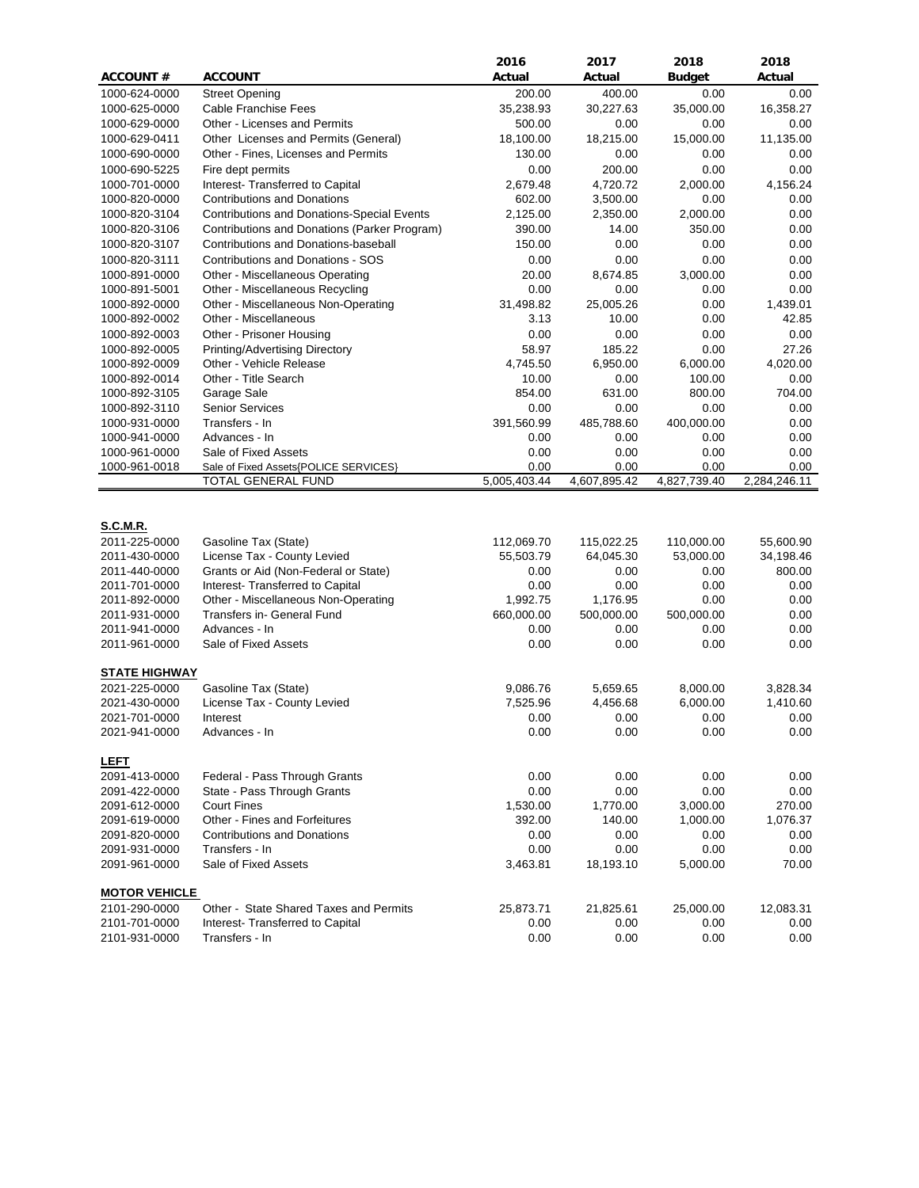| ACCOUNT # | ACCOUNT | 2016 Actual | 2017 Actual | 2018 Budget | 2018 Actual |
|---|---|---|---|---|---|
| 1000-624-0000 | Street Opening | 200.00 | 400.00 | 0.00 | 0.00 |
| 1000-625-0000 | Cable Franchise Fees | 35,238.93 | 30,227.63 | 35,000.00 | 16,358.27 |
| 1000-629-0000 | Other - Licenses and Permits | 500.00 | 0.00 | 0.00 | 0.00 |
| 1000-629-0411 | Other Licenses and Permits (General) | 18,100.00 | 18,215.00 | 15,000.00 | 11,135.00 |
| 1000-690-0000 | Other - Fines, Licenses and Permits | 130.00 | 0.00 | 0.00 | 0.00 |
| 1000-690-5225 | Fire dept permits | 0.00 | 200.00 | 0.00 | 0.00 |
| 1000-701-0000 | Interest- Transferred to Capital | 2,679.48 | 4,720.72 | 2,000.00 | 4,156.24 |
| 1000-820-0000 | Contributions and Donations | 602.00 | 3,500.00 | 0.00 | 0.00 |
| 1000-820-3104 | Contributions and Donations-Special Events | 2,125.00 | 2,350.00 | 2,000.00 | 0.00 |
| 1000-820-3106 | Contributions and Donations (Parker Program) | 390.00 | 14.00 | 350.00 | 0.00 |
| 1000-820-3107 | Contributions and Donations-baseball | 150.00 | 0.00 | 0.00 | 0.00 |
| 1000-820-3111 | Contributions and Donations - SOS | 0.00 | 0.00 | 0.00 | 0.00 |
| 1000-891-0000 | Other - Miscellaneous Operating | 20.00 | 8,674.85 | 3,000.00 | 0.00 |
| 1000-891-5001 | Other - Miscellaneous Recycling | 0.00 | 0.00 | 0.00 | 0.00 |
| 1000-892-0000 | Other - Miscellaneous Non-Operating | 31,498.82 | 25,005.26 | 0.00 | 1,439.01 |
| 1000-892-0002 | Other - Miscellaneous | 3.13 | 10.00 | 0.00 | 42.85 |
| 1000-892-0003 | Other - Prisoner Housing | 0.00 | 0.00 | 0.00 | 0.00 |
| 1000-892-0005 | Printing/Advertising Directory | 58.97 | 185.22 | 0.00 | 27.26 |
| 1000-892-0009 | Other - Vehicle Release | 4,745.50 | 6,950.00 | 6,000.00 | 4,020.00 |
| 1000-892-0014 | Other - Title Search | 10.00 | 0.00 | 100.00 | 0.00 |
| 1000-892-3105 | Garage Sale | 854.00 | 631.00 | 800.00 | 704.00 |
| 1000-892-3110 | Senior Services | 0.00 | 0.00 | 0.00 | 0.00 |
| 1000-931-0000 | Transfers - In | 391,560.99 | 485,788.60 | 400,000.00 | 0.00 |
| 1000-941-0000 | Advances - In | 0.00 | 0.00 | 0.00 | 0.00 |
| 1000-961-0000 | Sale of Fixed Assets | 0.00 | 0.00 | 0.00 | 0.00 |
| 1000-961-0018 | Sale of Fixed Assets{POLICE SERVICES} | 0.00 | 0.00 | 0.00 | 0.00 |
| | TOTAL GENERAL FUND | 5,005,403.44 | 4,607,895.42 | 4,827,739.40 | 2,284,246.11 |
| | | | | | |
| **S.C.M.R.** | | | | | |
| 2011-225-0000 | Gasoline Tax (State) | 112,069.70 | 115,022.25 | 110,000.00 | 55,600.90 |
| 2011-430-0000 | License Tax - County Levied | 55,503.79 | 64,045.30 | 53,000.00 | 34,198.46 |
| 2011-440-0000 | Grants or Aid (Non-Federal or State) | 0.00 | 0.00 | 0.00 | 800.00 |
| 2011-701-0000 | Interest- Transferred to Capital | 0.00 | 0.00 | 0.00 | 0.00 |
| 2011-892-0000 | Other - Miscellaneous Non-Operating | 1,992.75 | 1,176.95 | 0.00 | 0.00 |
| 2011-931-0000 | Transfers in- General Fund | 660,000.00 | 500,000.00 | 500,000.00 | 0.00 |
| 2011-941-0000 | Advances - In | 0.00 | 0.00 | 0.00 | 0.00 |
| 2011-961-0000 | Sale of Fixed Assets | 0.00 | 0.00 | 0.00 | 0.00 |
| | | | | | |
| **STATE HIGHWAY** | | | | | |
| 2021-225-0000 | Gasoline Tax (State) | 9,086.76 | 5,659.65 | 8,000.00 | 3,828.34 |
| 2021-430-0000 | License Tax - County Levied | 7,525.96 | 4,456.68 | 6,000.00 | 1,410.60 |
| 2021-701-0000 | Interest | 0.00 | 0.00 | 0.00 | 0.00 |
| 2021-941-0000 | Advances - In | 0.00 | 0.00 | 0.00 | 0.00 |
| | | | | | |
| **LEFT** | | | | | |
| 2091-413-0000 | Federal - Pass Through Grants | 0.00 | 0.00 | 0.00 | 0.00 |
| 2091-422-0000 | State - Pass Through Grants | 0.00 | 0.00 | 0.00 | 0.00 |
| 2091-612-0000 | Court Fines | 1,530.00 | 1,770.00 | 3,000.00 | 270.00 |
| 2091-619-0000 | Other - Fines and Forfeitures | 392.00 | 140.00 | 1,000.00 | 1,076.37 |
| 2091-820-0000 | Contributions and Donations | 0.00 | 0.00 | 0.00 | 0.00 |
| 2091-931-0000 | Transfers - In | 0.00 | 0.00 | 0.00 | 0.00 |
| 2091-961-0000 | Sale of Fixed Assets | 3,463.81 | 18,193.10 | 5,000.00 | 70.00 |
| | | | | | |
| **MOTOR VEHICLE** | | | | | |
| 2101-290-0000 | Other - State Shared Taxes and Permits | 25,873.71 | 21,825.61 | 25,000.00 | 12,083.31 |
| 2101-701-0000 | Interest- Transferred to Capital | 0.00 | 0.00 | 0.00 | 0.00 |
| 2101-931-0000 | Transfers - In | 0.00 | 0.00 | 0.00 | 0.00 |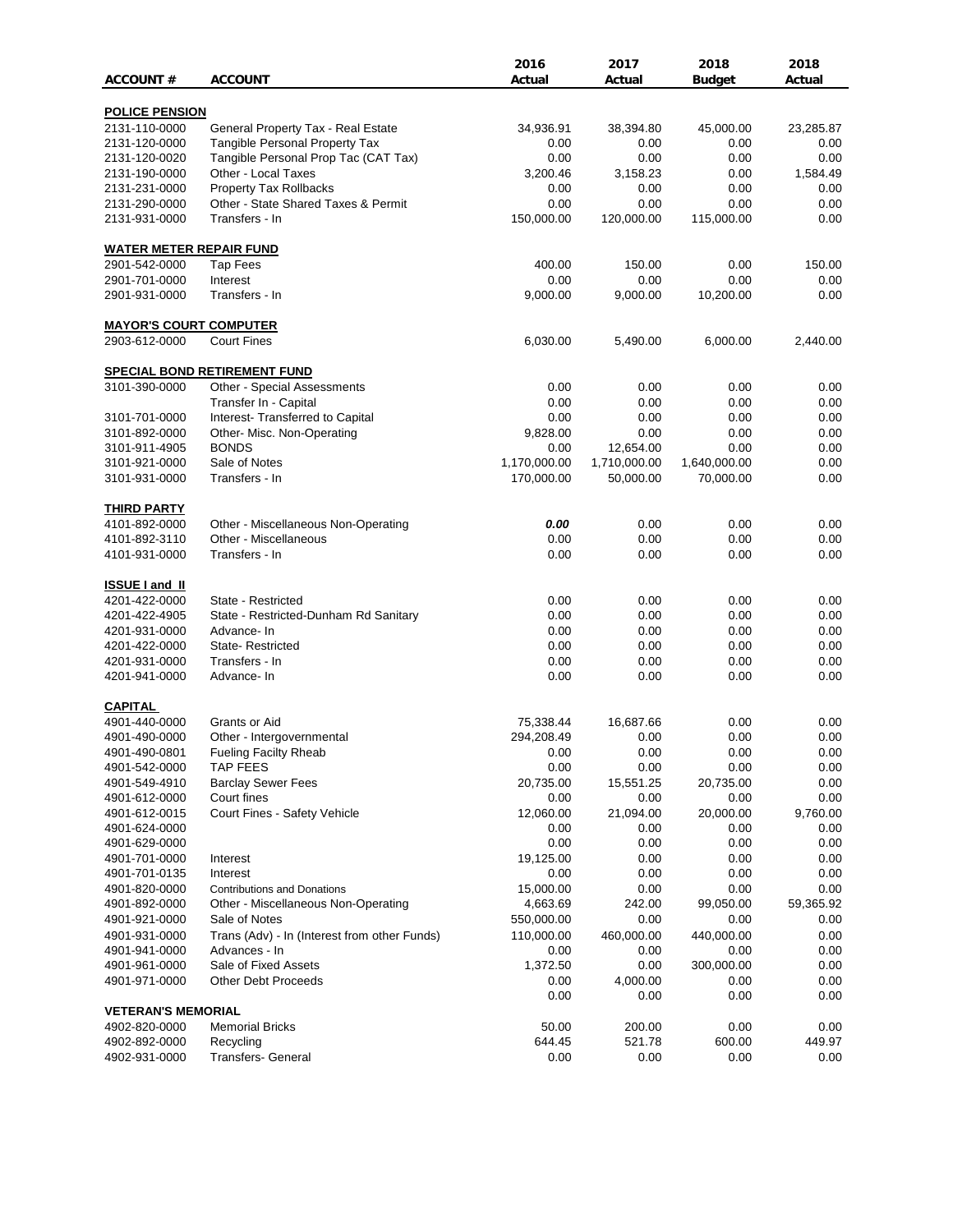| ACCOUNT # | ACCOUNT | 2016 Actual | 2017 Actual | 2018 Budget | 2018 Actual |
|---|---|---|---|---|---|
| **POLICE PENSION** | | | | | |
| 2131-110-0000 | General Property Tax - Real Estate | 34,936.91 | 38,394.80 | 45,000.00 | 23,285.87 |
| 2131-120-0000 | Tangible Personal Property Tax | 0.00 | 0.00 | 0.00 | 0.00 |
| 2131-120-0020 | Tangible Personal Prop Tac (CAT Tax) | 0.00 | 0.00 | 0.00 | 0.00 |
| 2131-190-0000 | Other - Local Taxes | 3,200.46 | 3,158.23 | 0.00 | 1,584.49 |
| 2131-231-0000 | Property Tax Rollbacks | 0.00 | 0.00 | 0.00 | 0.00 |
| 2131-290-0000 | Other - State Shared Taxes & Permit | 0.00 | 0.00 | 0.00 | 0.00 |
| 2131-931-0000 | Transfers - In | 150,000.00 | 120,000.00 | 115,000.00 | 0.00 |
| **WATER METER REPAIR FUND** | | | | | |
| 2901-542-0000 | Tap Fees | 400.00 | 150.00 | 0.00 | 150.00 |
| 2901-701-0000 | Interest | 0.00 | 0.00 | 0.00 | 0.00 |
| 2901-931-0000 | Transfers - In | 9,000.00 | 9,000.00 | 10,200.00 | 0.00 |
| **MAYOR'S COURT COMPUTER** | | | | | |
| 2903-612-0000 | Court Fines | 6,030.00 | 5,490.00 | 6,000.00 | 2,440.00 |
| **SPECIAL BOND RETIREMENT FUND** | | | | | |
| 3101-390-0000 | Other - Special Assessments | 0.00 | 0.00 | 0.00 | 0.00 |
| | Transfer In - Capital | 0.00 | 0.00 | 0.00 | 0.00 |
| 3101-701-0000 | Interest- Transferred to Capital | 0.00 | 0.00 | 0.00 | 0.00 |
| 3101-892-0000 | Other- Misc. Non-Operating | 9,828.00 | 0.00 | 0.00 | 0.00 |
| 3101-911-4905 | BONDS | 0.00 | 12,654.00 | 0.00 | 0.00 |
| 3101-921-0000 | Sale of Notes | 1,170,000.00 | 1,710,000.00 | 1,640,000.00 | 0.00 |
| 3101-931-0000 | Transfers - In | 170,000.00 | 50,000.00 | 70,000.00 | 0.00 |
| **THIRD PARTY** | | | | | |
| 4101-892-0000 | Other - Miscellaneous Non-Operating | ***0.00*** | 0.00 | 0.00 | 0.00 |
| 4101-892-3110 | Other - Miscellaneous | 0.00 | 0.00 | 0.00 | 0.00 |
| 4101-931-0000 | Transfers - In | 0.00 | 0.00 | 0.00 | 0.00 |
| **ISSUE I and II** | | | | | |
| 4201-422-0000 | State - Restricted | 0.00 | 0.00 | 0.00 | 0.00 |
| 4201-422-4905 | State - Restricted-Dunham Rd Sanitary | 0.00 | 0.00 | 0.00 | 0.00 |
| 4201-931-0000 | Advance- In | 0.00 | 0.00 | 0.00 | 0.00 |
| 4201-422-0000 | State- Restricted | 0.00 | 0.00 | 0.00 | 0.00 |
| 4201-931-0000 | Transfers - In | 0.00 | 0.00 | 0.00 | 0.00 |
| 4201-941-0000 | Advance- In | 0.00 | 0.00 | 0.00 | 0.00 |
| **CAPITAL** | | | | | |
| 4901-440-0000 | Grants or Aid | 75,338.44 | 16,687.66 | 0.00 | 0.00 |
| 4901-490-0000 | Other - Intergovernmental | 294,208.49 | 0.00 | 0.00 | 0.00 |
| 4901-490-0801 | Fueling Facilty Rheab | 0.00 | 0.00 | 0.00 | 0.00 |
| 4901-542-0000 | TAP FEES | 0.00 | 0.00 | 0.00 | 0.00 |
| 4901-549-4910 | Barclay Sewer Fees | 20,735.00 | 15,551.25 | 20,735.00 | 0.00 |
| 4901-612-0000 | Court fines | 0.00 | 0.00 | 0.00 | 0.00 |
| 4901-612-0015 | Court Fines - Safety Vehicle | 12,060.00 | 21,094.00 | 20,000.00 | 9,760.00 |
| 4901-624-0000 | | 0.00 | 0.00 | 0.00 | 0.00 |
| 4901-629-0000 | | 0.00 | 0.00 | 0.00 | 0.00 |
| 4901-701-0000 | Interest | 19,125.00 | 0.00 | 0.00 | 0.00 |
| 4901-701-0135 | Interest | 0.00 | 0.00 | 0.00 | 0.00 |
| 4901-820-0000 | Contributions and Donations | 15,000.00 | 0.00 | 0.00 | 0.00 |
| 4901-892-0000 | Other - Miscellaneous Non-Operating | 4,663.69 | 242.00 | 99,050.00 | 59,365.92 |
| 4901-921-0000 | Sale of Notes | 550,000.00 | 0.00 | 0.00 | 0.00 |
| 4901-931-0000 | Trans (Adv) - In (Interest from other Funds) | 110,000.00 | 460,000.00 | 440,000.00 | 0.00 |
| 4901-941-0000 | Advances - In | 0.00 | 0.00 | 0.00 | 0.00 |
| 4901-961-0000 | Sale of Fixed Assets | 1,372.50 | 0.00 | 300,000.00 | 0.00 |
| 4901-971-0000 | Other Debt Proceeds | 0.00 | 4,000.00 | 0.00 | 0.00 |
| | | 0.00 | 0.00 | 0.00 | 0.00 |
| **VETERAN'S MEMORIAL** | | | | | |
| 4902-820-0000 | Memorial Bricks | 50.00 | 200.00 | 0.00 | 0.00 |
| 4902-892-0000 | Recycling | 644.45 | 521.78 | 600.00 | 449.97 |
| 4902-931-0000 | Transfers- General | 0.00 | 0.00 | 0.00 | 0.00 |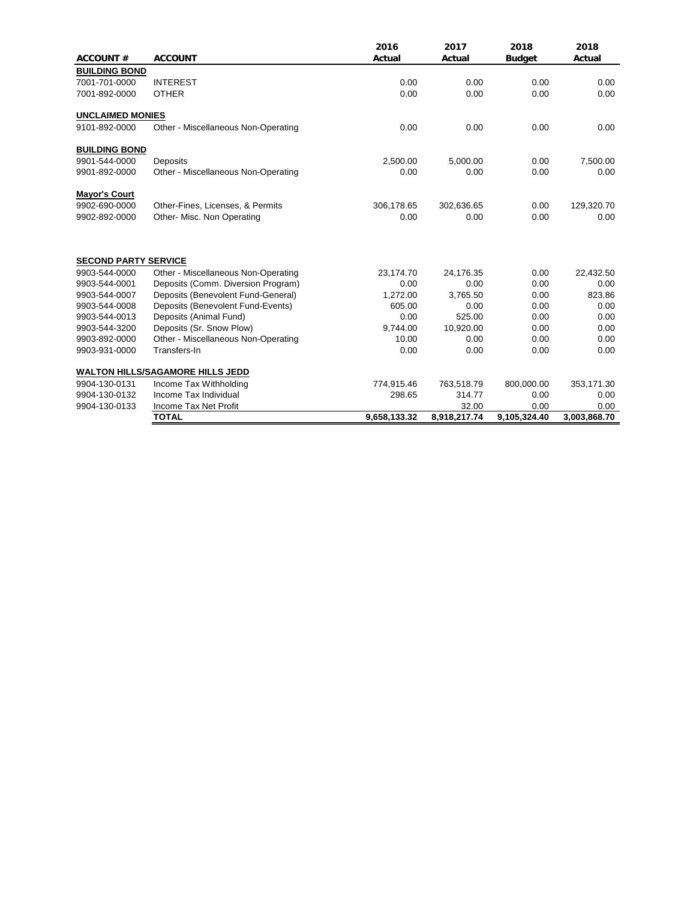| ACCOUNT # | ACCOUNT | 2016 Actual | 2017 Actual | 2018 Budget | 2018 Actual |
|---|---|---|---|---|---|
| **BUILDING BOND** | | | | | |
| 7001-701-0000 | INTEREST | 0.00 | 0.00 | 0.00 | 0.00 |
| 7001-892-0000 | OTHER | 0.00 | 0.00 | 0.00 | 0.00 |
| **UNCLAIMED MONIES** | | | | | |
| 9101-892-0000 | Other - Miscellaneous Non-Operating | 0.00 | 0.00 | 0.00 | 0.00 |
| **BUILDING BOND** | | | | | |
| 9901-544-0000 | Deposits | 2,500.00 | 5,000.00 | 0.00 | 7,500.00 |
| 9901-892-0000 | Other - Miscellaneous Non-Operating | 0.00 | 0.00 | 0.00 | 0.00 |
| **Mayor's Court** | | | | | |
| 9902-690-0000 | Other-Fines, Licenses, & Permits | 306,178.65 | 302,636.65 | 0.00 | 129,320.70 |
| 9902-892-0000 | Other- Misc. Non Operating | 0.00 | 0.00 | 0.00 | 0.00 |
| **SECOND PARTY SERVICE** | | | | | |
| 9903-544-0000 | Other - Miscellaneous Non-Operating | 23,174.70 | 24,176.35 | 0.00 | 22,432.50 |
| 9903-544-0001 | Deposits (Comm. Diversion Program) | 0.00 | 0.00 | 0.00 | 0.00 |
| 9903-544-0007 | Deposits (Benevolent Fund-General) | 1,272.00 | 3,765.50 | 0.00 | 823.86 |
| 9903-544-0008 | Deposits (Benevolent Fund-Events) | 605.00 | 0.00 | 0.00 | 0.00 |
| 9903-544-0013 | Deposits (Animal Fund) | 0.00 | 525.00 | 0.00 | 0.00 |
| 9903-544-3200 | Deposits (Sr. Snow Plow) | 9,744.00 | 10,920.00 | 0.00 | 0.00 |
| 9903-892-0000 | Other - Miscellaneous Non-Operating | 10.00 | 0.00 | 0.00 | 0.00 |
| 9903-931-0000 | Transfers-In | 0.00 | 0.00 | 0.00 | 0.00 |
| **WALTON HILLS/SAGAMORE HILLS JEDD** | | | | | |
| 9904-130-0131 | Income Tax Withholding | 774,915.46 | 763,518.79 | 800,000.00 | 353,171.30 |
| 9904-130-0132 | Income Tax Individual | 298.65 | 314.77 | 0.00 | 0.00 |
| 9904-130-0133 | Income Tax Net Profit | | 32.00 | 0.00 | 0.00 |
| | **TOTAL** | **9,658,133.32** | **8,918,217.74** | **9,105,324.40** | **3,003,868.70** |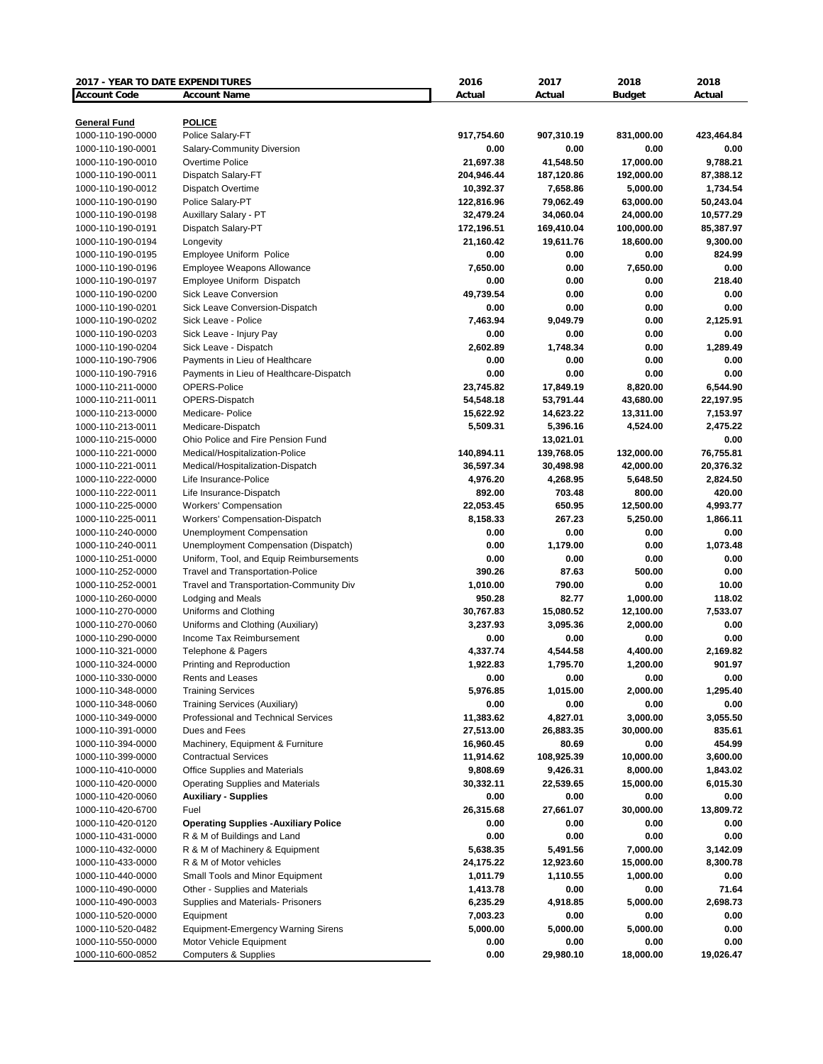| 2017 - YEAR TO DATE EXPENDITURES | | 2016 | 2017 | 2018 | 2018 |
|---|---|---|---|---|---|
| **Account Code** | **Account Name** | **Actual** | **Actual** | **Budget** | **Actual** |
| **General Fund** | **POLICE** | | | | |
| 1000-110-190-0000 | Police Salary-FT | **917,754.60** | **907,310.19** | **831,000.00** | **423,464.84** |
| 1000-110-190-0001 | Salary-Community Diversion | **0.00** | **0.00** | **0.00** | **0.00** |
| 1000-110-190-0010 | Overtime Police | **21,697.38** | **41,548.50** | **17,000.00** | **9,788.21** |
| 1000-110-190-0011 | Dispatch Salary-FT | **204,946.44** | **187,120.86** | **192,000.00** | **87,388.12** |
| 1000-110-190-0012 | Dispatch Overtime | **10,392.37** | **7,658.86** | **5,000.00** | **1,734.54** |
| 1000-110-190-0190 | Police Salary-PT | **122,816.96** | **79,062.49** | **63,000.00** | **50,243.04** |
| 1000-110-190-0198 | Auxillary Salary - PT | **32,479.24** | **34,060.04** | **24,000.00** | **10,577.29** |
| 1000-110-190-0191 | Dispatch Salary-PT | **172,196.51** | **169,410.04** | **100,000.00** | **85,387.97** |
| 1000-110-190-0194 | Longevity | **21,160.42** | **19,611.76** | **18,600.00** | **9,300.00** |
| 1000-110-190-0195 | Employee Uniform Police | **0.00** | **0.00** | **0.00** | **824.99** |
| 1000-110-190-0196 | Employee Weapons Allowance | **7,650.00** | **0.00** | **7,650.00** | **0.00** |
| 1000-110-190-0197 | Employee Uniform Dispatch | **0.00** | **0.00** | **0.00** | **218.40** |
| 1000-110-190-0200 | Sick Leave Conversion | **49,739.54** | **0.00** | **0.00** | **0.00** |
| 1000-110-190-0201 | Sick Leave Conversion-Dispatch | **0.00** | **0.00** | **0.00** | **0.00** |
| 1000-110-190-0202 | Sick Leave - Police | **7,463.94** | **9,049.79** | **0.00** | **2,125.91** |
| 1000-110-190-0203 | Sick Leave - Injury Pay | **0.00** | **0.00** | **0.00** | **0.00** |
| 1000-110-190-0204 | Sick Leave - Dispatch | **2,602.89** | **1,748.34** | **0.00** | **1,289.49** |
| 1000-110-190-7906 | Payments in Lieu of Healthcare | **0.00** | **0.00** | **0.00** | **0.00** |
| 1000-110-190-7916 | Payments in Lieu of Healthcare-Dispatch | **0.00** | **0.00** | **0.00** | **0.00** |
| 1000-110-211-0000 | OPERS-Police | **23,745.82** | **17,849.19** | **8,820.00** | **6,544.90** |
| 1000-110-211-0011 | OPERS-Dispatch | **54,548.18** | **53,791.44** | **43,680.00** | **22,197.95** |
| 1000-110-213-0000 | Medicare- Police | **15,622.92** | **14,623.22** | **13,311.00** | **7,153.97** |
| 1000-110-213-0011 | Medicare-Dispatch | **5,509.31** | **5,396.16** | **4,524.00** | **2,475.22** |
| 1000-110-215-0000 | Ohio Police and Fire Pension Fund | | **13,021.01** | | **0.00** |
| 1000-110-221-0000 | Medical/Hospitalization-Police | **140,894.11** | **139,768.05** | **132,000.00** | **76,755.81** |
| 1000-110-221-0011 | Medical/Hospitalization-Dispatch | **36,597.34** | **30,498.98** | **42,000.00** | **20,376.32** |
| 1000-110-222-0000 | Life Insurance-Police | **4,976.20** | **4,268.95** | **5,648.50** | **2,824.50** |
| 1000-110-222-0011 | Life Insurance-Dispatch | **892.00** | **703.48** | **800.00** | **420.00** |
| 1000-110-225-0000 | Workers' Compensation | **22,053.45** | **650.95** | **12,500.00** | **4,993.77** |
| 1000-110-225-0011 | Workers' Compensation-Dispatch | **8,158.33** | **267.23** | **5,250.00** | **1,866.11** |
| 1000-110-240-0000 | Unemployment Compensation | **0.00** | **0.00** | **0.00** | **0.00** |
| 1000-110-240-0011 | Unemployment Compensation (Dispatch) | **0.00** | **1,179.00** | **0.00** | **1,073.48** |
| 1000-110-251-0000 | Uniform, Tool, and Equip Reimbursements | **0.00** | **0.00** | **0.00** | **0.00** |
| 1000-110-252-0000 | Travel and Transportation-Police | **390.26** | **87.63** | **500.00** | **0.00** |
| 1000-110-252-0001 | Travel and Transportation-Community Div | **1,010.00** | **790.00** | **0.00** | **10.00** |
| 1000-110-260-0000 | Lodging and Meals | **950.28** | **82.77** | **1,000.00** | **118.02** |
| 1000-110-270-0000 | Uniforms and Clothing | **30,767.83** | **15,080.52** | **12,100.00** | **7,533.07** |
| 1000-110-270-0060 | Uniforms and Clothing (Auxiliary) | **3,237.93** | **3,095.36** | **2,000.00** | **0.00** |
| 1000-110-290-0000 | Income Tax Reimbursement | **0.00** | **0.00** | **0.00** | **0.00** |
| 1000-110-321-0000 | Telephone & Pagers | **4,337.74** | **4,544.58** | **4,400.00** | **2,169.82** |
| 1000-110-324-0000 | Printing and Reproduction | **1,922.83** | **1,795.70** | **1,200.00** | **901.97** |
| 1000-110-330-0000 | Rents and Leases | **0.00** | **0.00** | **0.00** | **0.00** |
| 1000-110-348-0000 | Training Services | **5,976.85** | **1,015.00** | **2,000.00** | **1,295.40** |
| 1000-110-348-0060 | Training Services (Auxiliary) | **0.00** | **0.00** | **0.00** | **0.00** |
| 1000-110-349-0000 | Professional and Technical Services | **11,383.62** | **4,827.01** | **3,000.00** | **3,055.50** |
| 1000-110-391-0000 | Dues and Fees | **27,513.00** | **26,883.35** | **30,000.00** | **835.61** |
| 1000-110-394-0000 | Machinery, Equipment & Furniture | **16,960.45** | **80.69** | **0.00** | **454.99** |
| 1000-110-399-0000 | Contractual Services | **11,914.62** | **108,925.39** | **10,000.00** | **3,600.00** |
| 1000-110-410-0000 | Office Supplies and Materials | **9,808.69** | **9,426.31** | **8,000.00** | **1,843.02** |
| 1000-110-420-0000 | Operating Supplies and Materials | **30,332.11** | **22,539.65** | **15,000.00** | **6,015.30** |
| 1000-110-420-0060 | **Auxiliary - Supplies** | **0.00** | **0.00** | **0.00** | **0.00** |
| 1000-110-420-6700 | Fuel | **26,315.68** | **27,661.07** | **30,000.00** | **13,809.72** |
| 1000-110-420-0120 | **Operating Supplies -Auxiliary Police** | **0.00** | **0.00** | **0.00** | **0.00** |
| 1000-110-431-0000 | R & M of Buildings and Land | **0.00** | **0.00** | **0.00** | **0.00** |
| 1000-110-432-0000 | R & M of Machinery & Equipment | **5,638.35** | **5,491.56** | **7,000.00** | **3,142.09** |
| 1000-110-433-0000 | R & M of Motor vehicles | **24,175.22** | **12,923.60** | **15,000.00** | **8,300.78** |
| 1000-110-440-0000 | Small Tools and Minor Equipment | **1,011.79** | **1,110.55** | **1,000.00** | **0.00** |
| 1000-110-490-0000 | Other - Supplies and Materials | **1,413.78** | **0.00** | **0.00** | **71.64** |
| 1000-110-490-0003 | Supplies and Materials- Prisoners | **6,235.29** | **4,918.85** | **5,000.00** | **2,698.73** |
| 1000-110-520-0000 | Equipment | **7,003.23** | **0.00** | **0.00** | **0.00** |
| 1000-110-520-0482 | Equipment-Emergency Warning Sirens | **5,000.00** | **5,000.00** | **5,000.00** | **0.00** |
| 1000-110-550-0000 | Motor Vehicle Equipment | **0.00** | **0.00** | **0.00** | **0.00** |
| 1000-110-600-0852 | Computers & Supplies | **0.00** | **29,980.10** | **18,000.00** | **19,026.47** |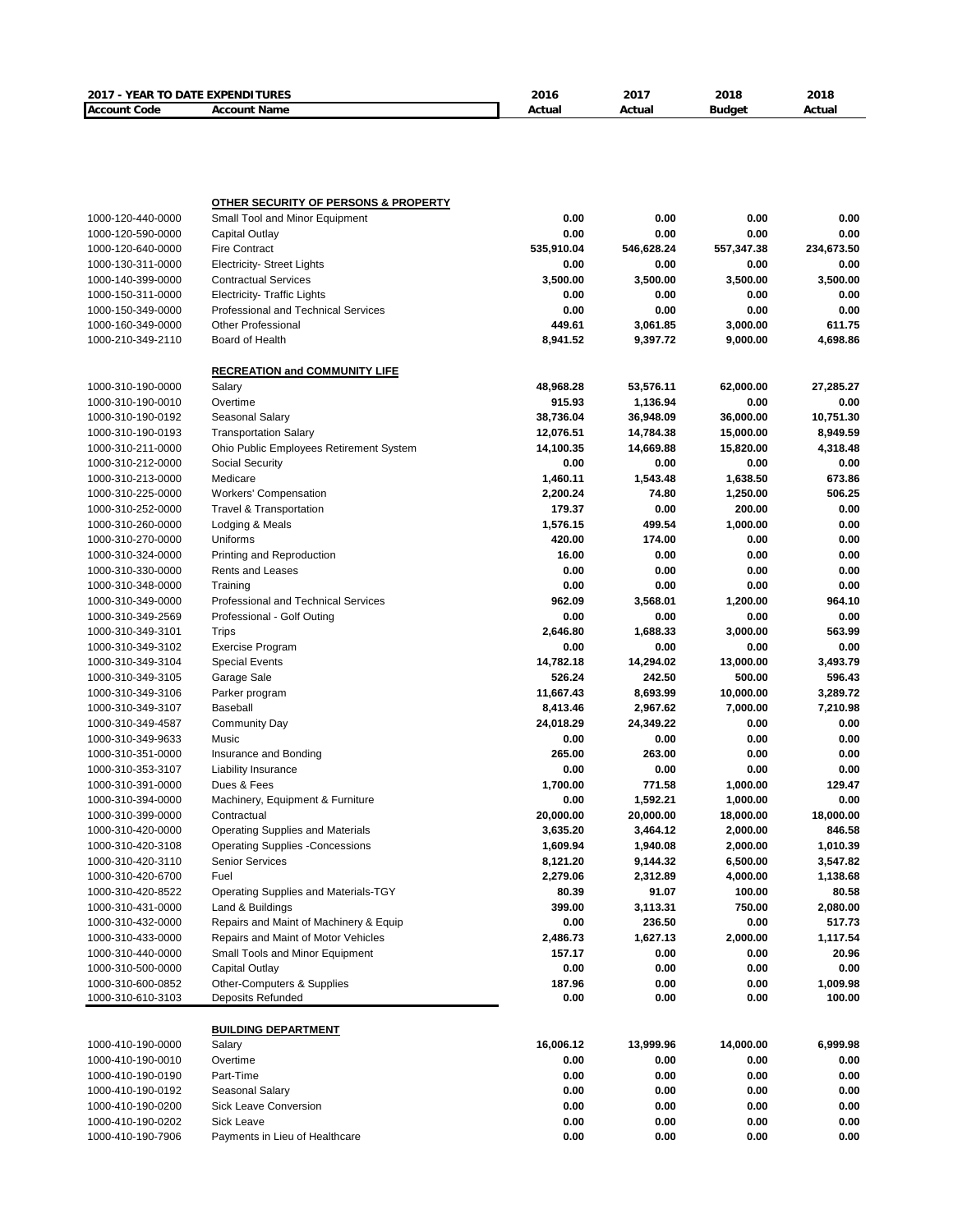| 2017 - YEAR TO DATE EXPENDITURES | | 2016 | 2017 | 2018 | 2018 |
|---|---|---|---|---|---|
| **Account Code** | **Account Name** | **Actual** | **Actual** | **Budget** | **Actual** |
| | **OTHER SECURITY OF PERSONS & PROPERTY** | | | | |
| 1000-120-440-0000 | Small Tool and Minor Equipment | 0.00 | 0.00 | 0.00 | 0.00 |
| 1000-120-590-0000 | Capital Outlay | 0.00 | 0.00 | 0.00 | 0.00 |
| 1000-120-640-0000 | Fire Contract | 535,910.04 | 546,628.24 | 557,347.38 | 234,673.50 |
| 1000-130-311-0000 | Electricity- Street Lights | 0.00 | 0.00 | 0.00 | 0.00 |
| 1000-140-399-0000 | Contractual Services | 3,500.00 | 3,500.00 | 3,500.00 | 3,500.00 |
| 1000-150-311-0000 | Electricity- Traffic Lights | 0.00 | 0.00 | 0.00 | 0.00 |
| 1000-150-349-0000 | Professional and Technical Services | 0.00 | 0.00 | 0.00 | 0.00 |
| 1000-160-349-0000 | Other Professional | 449.61 | 3,061.85 | 3,000.00 | 611.75 |
| 1000-210-349-2110 | Board of Health | 8,941.52 | 9,397.72 | 9,000.00 | 4,698.86 |
| | **RECREATION and COMMUNITY LIFE** | | | | |
| 1000-310-190-0000 | Salary | 48,968.28 | 53,576.11 | 62,000.00 | 27,285.27 |
| 1000-310-190-0010 | Overtime | 915.93 | 1,136.94 | 0.00 | 0.00 |
| 1000-310-190-0192 | Seasonal Salary | 38,736.04 | 36,948.09 | 36,000.00 | 10,751.30 |
| 1000-310-190-0193 | Transportation Salary | 12,076.51 | 14,784.38 | 15,000.00 | 8,949.59 |
| 1000-310-211-0000 | Ohio Public Employees Retirement System | 14,100.35 | 14,669.88 | 15,820.00 | 4,318.48 |
| 1000-310-212-0000 | Social Security | 0.00 | 0.00 | 0.00 | 0.00 |
| 1000-310-213-0000 | Medicare | 1,460.11 | 1,543.48 | 1,638.50 | 673.86 |
| 1000-310-225-0000 | Workers' Compensation | 2,200.24 | 74.80 | 1,250.00 | 506.25 |
| 1000-310-252-0000 | Travel & Transportation | 179.37 | 0.00 | 200.00 | 0.00 |
| 1000-310-260-0000 | Lodging & Meals | 1,576.15 | 499.54 | 1,000.00 | 0.00 |
| 1000-310-270-0000 | Uniforms | 420.00 | 174.00 | 0.00 | 0.00 |
| 1000-310-324-0000 | Printing and Reproduction | 16.00 | 0.00 | 0.00 | 0.00 |
| 1000-310-330-0000 | Rents and Leases | 0.00 | 0.00 | 0.00 | 0.00 |
| 1000-310-348-0000 | Training | 0.00 | 0.00 | 0.00 | 0.00 |
| 1000-310-349-0000 | Professional and Technical Services | 962.09 | 3,568.01 | 1,200.00 | 964.10 |
| 1000-310-349-2569 | Professional - Golf Outing | 0.00 | 0.00 | 0.00 | 0.00 |
| 1000-310-349-3101 | Trips | 2,646.80 | 1,688.33 | 3,000.00 | 563.99 |
| 1000-310-349-3102 | Exercise Program | 0.00 | 0.00 | 0.00 | 0.00 |
| 1000-310-349-3104 | Special Events | 14,782.18 | 14,294.02 | 13,000.00 | 3,493.79 |
| 1000-310-349-3105 | Garage Sale | 526.24 | 242.50 | 500.00 | 596.43 |
| 1000-310-349-3106 | Parker program | 11,667.43 | 8,693.99 | 10,000.00 | 3,289.72 |
| 1000-310-349-3107 | Baseball | 8,413.46 | 2,967.62 | 7,000.00 | 7,210.98 |
| 1000-310-349-4587 | Community Day | 24,018.29 | 24,349.22 | 0.00 | 0.00 |
| 1000-310-349-9633 | Music | 0.00 | 0.00 | 0.00 | 0.00 |
| 1000-310-351-0000 | Insurance and Bonding | 265.00 | 263.00 | 0.00 | 0.00 |
| 1000-310-353-3107 | Liability Insurance | 0.00 | 0.00 | 0.00 | 0.00 |
| 1000-310-391-0000 | Dues & Fees | 1,700.00 | 771.58 | 1,000.00 | 129.47 |
| 1000-310-394-0000 | Machinery, Equipment & Furniture | 0.00 | 1,592.21 | 1,000.00 | 0.00 |
| 1000-310-399-0000 | Contractual | 20,000.00 | 20,000.00 | 18,000.00 | 18,000.00 |
| 1000-310-420-0000 | Operating Supplies and Materials | 3,635.20 | 3,464.12 | 2,000.00 | 846.58 |
| 1000-310-420-3108 | Operating Supplies -Concessions | 1,609.94 | 1,940.08 | 2,000.00 | 1,010.39 |
| 1000-310-420-3110 | Senior Services | 8,121.20 | 9,144.32 | 6,500.00 | 3,547.82 |
| 1000-310-420-6700 | Fuel | 2,279.06 | 2,312.89 | 4,000.00 | 1,138.68 |
| 1000-310-420-8522 | Operating Supplies and Materials-TGY | 80.39 | 91.07 | 100.00 | 80.58 |
| 1000-310-431-0000 | Land & Buildings | 399.00 | 3,113.31 | 750.00 | 2,080.00 |
| 1000-310-432-0000 | Repairs and Maint of Machinery & Equip | 0.00 | 236.50 | 0.00 | 517.73 |
| 1000-310-433-0000 | Repairs and Maint of Motor Vehicles | 2,486.73 | 1,627.13 | 2,000.00 | 1,117.54 |
| 1000-310-440-0000 | Small Tools and Minor Equipment | 157.17 | 0.00 | 0.00 | 20.96 |
| 1000-310-500-0000 | Capital Outlay | 0.00 | 0.00 | 0.00 | 0.00 |
| 1000-310-600-0852 | Other-Computers & Supplies | 187.96 | 0.00 | 0.00 | 1,009.98 |
| 1000-310-610-3103 | Deposits Refunded | 0.00 | 0.00 | 0.00 | 100.00 |
| | **BUILDING DEPARTMENT** | | | | |
| 1000-410-190-0000 | Salary | 16,006.12 | 13,999.96 | 14,000.00 | 6,999.98 |
| 1000-410-190-0010 | Overtime | 0.00 | 0.00 | 0.00 | 0.00 |
| 1000-410-190-0190 | Part-Time | 0.00 | 0.00 | 0.00 | 0.00 |
| 1000-410-190-0192 | Seasonal Salary | 0.00 | 0.00 | 0.00 | 0.00 |
| 1000-410-190-0200 | Sick Leave Conversion | 0.00 | 0.00 | 0.00 | 0.00 |
| 1000-410-190-0202 | Sick Leave | 0.00 | 0.00 | 0.00 | 0.00 |
| 1000-410-190-7906 | Payments in Lieu of Healthcare | 0.00 | 0.00 | 0.00 | 0.00 |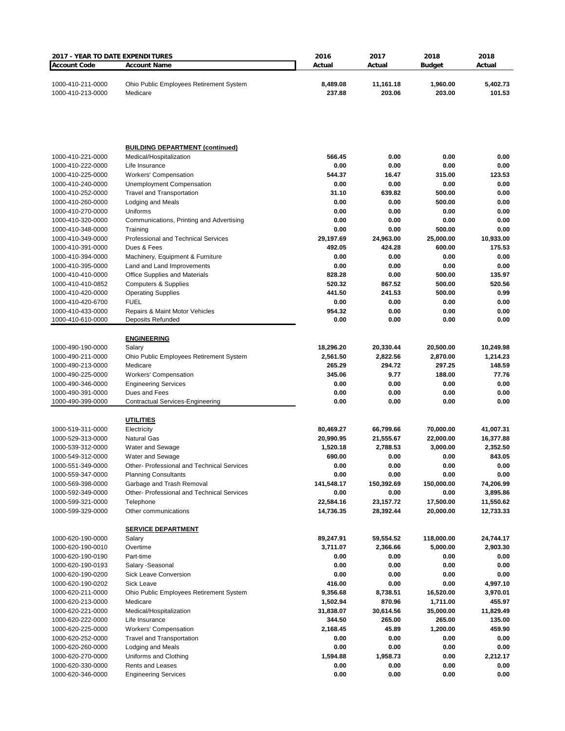| 2017 - YEAR TO DATE EXPENDITURES | | 2016 | 2017 | 2018 | 2018 |
|---|---|---|---|---|---|
| **Account Code** | **Account Name** | **Actual** | **Actual** | **Budget** | **Actual** |
| 1000-410-211-0000 | Ohio Public Employees Retirement System | **8,489.08** | **11,161.18** | **1,960.00** | **5,402.73** |
| 1000-410-213-0000 | Medicare | **237.88** | **203.06** | **203.00** | **101.53** |
| | **BUILDING DEPARTMENT (continued)** | | | | |
| 1000-410-221-0000 | Medical/Hospitalization | **566.45** | **0.00** | **0.00** | **0.00** |
| 1000-410-222-0000 | Life Insurance | **0.00** | **0.00** | **0.00** | **0.00** |
| 1000-410-225-0000 | Workers' Compensation | **544.37** | **16.47** | **315.00** | **123.53** |
| 1000-410-240-0000 | Unemployment Compensation | **0.00** | **0.00** | **0.00** | **0.00** |
| 1000-410-252-0000 | Travel and Transportation | **31.10** | **639.82** | **500.00** | **0.00** |
| 1000-410-260-0000 | Lodging and Meals | **0.00** | **0.00** | **500.00** | **0.00** |
| 1000-410-270-0000 | Uniforms | **0.00** | **0.00** | **0.00** | **0.00** |
| 1000-410-320-0000 | Communications, Printing and Advertising | **0.00** | **0.00** | **0.00** | **0.00** |
| 1000-410-348-0000 | Training | **0.00** | **0.00** | **500.00** | **0.00** |
| 1000-410-349-0000 | Professional and Technical Services | **29,197.69** | **24,963.00** | **25,000.00** | **10,933.00** |
| 1000-410-391-0000 | Dues & Fees | **492.05** | **424.28** | **600.00** | **175.53** |
| 1000-410-394-0000 | Machinery, Equipment & Furniture | **0.00** | **0.00** | **0.00** | **0.00** |
| 1000-410-395-0000 | Land and Land Improvements | **0.00** | **0.00** | **0.00** | **0.00** |
| 1000-410-410-0000 | Office Supplies and Materials | **828.28** | **0.00** | **500.00** | **135.97** |
| 1000-410-410-0852 | Computers & Supplies | **520.32** | **867.52** | **500.00** | **520.56** |
| 1000-410-420-0000 | Operating Supplies | **441.50** | **241.53** | **500.00** | **0.99** |
| 1000-410-420-6700 | FUEL | **0.00** | **0.00** | **0.00** | **0.00** |
| 1000-410-433-0000 | Repairs & Maint Motor Vehicles | **954.32** | **0.00** | **0.00** | **0.00** |
| 1000-410-610-0000 | Deposits Refunded | **0.00** | **0.00** | **0.00** | **0.00** |
| | **ENGINEERING** | | | | |
| 1000-490-190-0000 | Salary | **18,296.20** | **20,330.44** | **20,500.00** | **10,249.98** |
| 1000-490-211-0000 | Ohio Public Employees Retirement System | **2,561.50** | **2,822.56** | **2,870.00** | **1,214.23** |
| 1000-490-213-0000 | Medicare | **265.29** | **294.72** | **297.25** | **148.59** |
| 1000-490-225-0000 | Workers' Compensation | **345.06** | **9.77** | **188.00** | **77.76** |
| 1000-490-346-0000 | Engineering Services | **0.00** | **0.00** | **0.00** | **0.00** |
| 1000-490-391-0000 | Dues and Fees | **0.00** | **0.00** | **0.00** | **0.00** |
| 1000-490-399-0000 | Contractual Services-Engineering | **0.00** | **0.00** | **0.00** | **0.00** |
| | **UTILITIES** | | | | |
| 1000-519-311-0000 | Electricity | **80,469.27** | **66,799.66** | **70,000.00** | **41,007.31** |
| 1000-529-313-0000 | Natural Gas | **20,990.95** | **21,555.67** | **22,000.00** | **16,377.88** |
| 1000-539-312-0000 | Water and Sewage | **1,520.18** | **2,788.53** | **3,000.00** | **2,352.50** |
| 1000-549-312-0000 | Water and Sewage | **690.00** | **0.00** | **0.00** | **843.05** |
| 1000-551-349-0000 | Other- Professional and Technical Services | **0.00** | **0.00** | **0.00** | **0.00** |
| 1000-559-347-0000 | Planning Consultants | **0.00** | **0.00** | **0.00** | **0.00** |
| 1000-569-398-0000 | Garbage and Trash Removal | **141,548.17** | **150,392.69** | **150,000.00** | **74,206.99** |
| 1000-592-349-0000 | Other- Professional and Technical Services | **0.00** | **0.00** | **0.00** | **3,895.86** |
| 1000-599-321-0000 | Telephone | **22,584.16** | **23,157.72** | **17,500.00** | **11,550.62** |
| 1000-599-329-0000 | Other communications | **14,736.35** | **28,392.44** | **20,000.00** | **12,733.33** |
| | **SERVICE DEPARTMENT** | | | | |
| 1000-620-190-0000 | Salary | **89,247.91** | **59,554.52** | **118,000.00** | **24,744.17** |
| 1000-620-190-0010 | Overtime | **3,711.07** | **2,366.66** | **5,000.00** | **2,903.30** |
| 1000-620-190-0190 | Part-time | **0.00** | **0.00** | **0.00** | **0.00** |
| 1000-620-190-0193 | Salary -Seasonal | **0.00** | **0.00** | **0.00** | **0.00** |
| 1000-620-190-0200 | Sick Leave Conversion | **0.00** | **0.00** | **0.00** | **0.00** |
| 1000-620-190-0202 | Sick Leave | **416.00** | **0.00** | **0.00** | **4,997.10** |
| 1000-620-211-0000 | Ohio Public Employees Retirement System | **9,356.68** | **8,738.51** | **16,520.00** | **3,970.01** |
| 1000-620-213-0000 | Medicare | **1,502.94** | **870.96** | **1,711.00** | **455.97** |
| 1000-620-221-0000 | Medical/Hospitalization | **31,838.07** | **30,614.56** | **35,000.00** | **11,829.49** |
| 1000-620-222-0000 | Life Insurance | **344.50** | **265.00** | **265.00** | **135.00** |
| 1000-620-225-0000 | Workers' Compensation | **2,168.45** | **45.89** | **1,200.00** | **459.90** |
| 1000-620-252-0000 | Travel and Transportation | **0.00** | **0.00** | **0.00** | **0.00** |
| 1000-620-260-0000 | Lodging and Meals | **0.00** | **0.00** | **0.00** | **0.00** |
| 1000-620-270-0000 | Uniforms and Clothing | **1,594.88** | **1,958.73** | **0.00** | **2,212.17** |
| 1000-620-330-0000 | Rents and Leases | **0.00** | **0.00** | **0.00** | **0.00** |
| 1000-620-346-0000 | Engineering Services | **0.00** | **0.00** | **0.00** | **0.00** |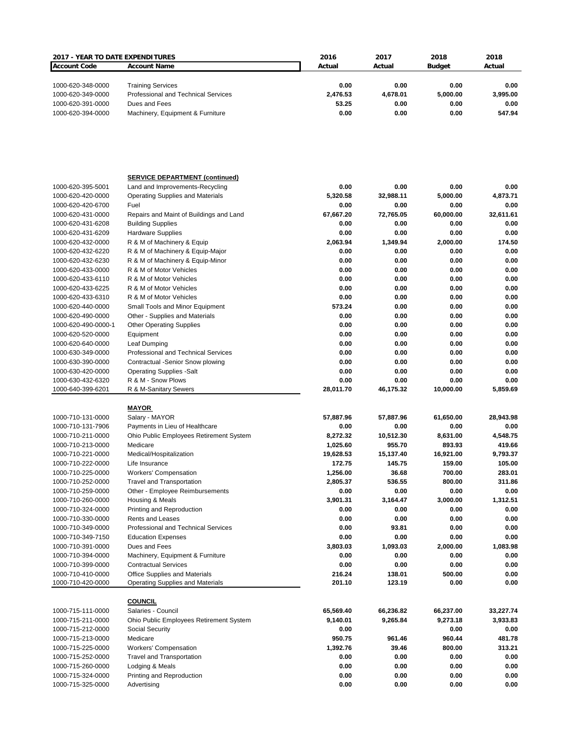| 2017 - YEAR TO DATE EXPENDITURES | | 2016 | 2017 | 2018 | 2018 |
|---|---|---|---|---|---|
| **Account Code** | **Account Name** | **Actual** | **Actual** | **Budget** | **Actual** |
| 1000-620-348-0000 | Training Services | **0.00** | **0.00** | **0.00** | **0.00** |
| 1000-620-349-0000 | Professional and Technical Services | **2,476.53** | **4,678.01** | **5,000.00** | **3,995.00** |
| 1000-620-391-0000 | Dues and Fees | **53.25** | **0.00** | **0.00** | **0.00** |
| 1000-620-394-0000 | Machinery, Equipment & Furniture | **0.00** | **0.00** | **0.00** | **547.94** |
| | **SERVICE DEPARTMENT (continued)** | | | | |
| 1000-620-395-5001 | Land and Improvements-Recycling | **0.00** | **0.00** | **0.00** | **0.00** |
| 1000-620-420-0000 | Operating Supplies and Materials | **5,320.58** | **32,988.11** | **5,000.00** | **4,873.71** |
| 1000-620-420-6700 | Fuel | **0.00** | **0.00** | **0.00** | **0.00** |
| 1000-620-431-0000 | Repairs and Maint of Buildings and Land | **67,667.20** | **72,765.05** | **60,000.00** | **32,611.61** |
| 1000-620-431-6208 | Building Supplies | **0.00** | **0.00** | **0.00** | **0.00** |
| 1000-620-431-6209 | Hardware Supplies | **0.00** | **0.00** | **0.00** | **0.00** |
| 1000-620-432-0000 | R & M of Machinery & Equip | **2,063.94** | **1,349.94** | **2,000.00** | **174.50** |
| 1000-620-432-6220 | R & M of Machinery & Equip-Major | **0.00** | **0.00** | **0.00** | **0.00** |
| 1000-620-432-6230 | R & M of Machinery & Equip-Minor | **0.00** | **0.00** | **0.00** | **0.00** |
| 1000-620-433-0000 | R & M of Motor Vehicles | **0.00** | **0.00** | **0.00** | **0.00** |
| 1000-620-433-6110 | R & M of Motor Vehicles | **0.00** | **0.00** | **0.00** | **0.00** |
| 1000-620-433-6225 | R & M of Motor Vehicles | **0.00** | **0.00** | **0.00** | **0.00** |
| 1000-620-433-6310 | R & M of Motor Vehicles | **0.00** | **0.00** | **0.00** | **0.00** |
| 1000-620-440-0000 | Small Tools and Minor Equipment | **573.24** | **0.00** | **0.00** | **0.00** |
| 1000-620-490-0000 | Other - Supplies and Materials | **0.00** | **0.00** | **0.00** | **0.00** |
| 1000-620-490-0000-1 | Other Operating Supplies | **0.00** | **0.00** | **0.00** | **0.00** |
| 1000-620-520-0000 | Equipment | **0.00** | **0.00** | **0.00** | **0.00** |
| 1000-620-640-0000 | Leaf Dumping | **0.00** | **0.00** | **0.00** | **0.00** |
| 1000-630-349-0000 | Professional and Technical Services | **0.00** | **0.00** | **0.00** | **0.00** |
| 1000-630-390-0000 | Contractual -Senior Snow plowing | **0.00** | **0.00** | **0.00** | **0.00** |
| 1000-630-420-0000 | Operating Supplies -Salt | **0.00** | **0.00** | **0.00** | **0.00** |
| 1000-630-432-6320 | R & M - Snow Plows | **0.00** | **0.00** | **0.00** | **0.00** |
| 1000-640-399-6201 | R & M-Sanitary Sewers | **28,011.70** | **46,175.32** | **10,000.00** | **5,859.69** |
| | **MAYOR** | | | | |
| 1000-710-131-0000 | Salary - MAYOR | **57,887.96** | **57,887.96** | **61,650.00** | **28,943.98** |
| 1000-710-131-7906 | Payments in Lieu of Healthcare | **0.00** | **0.00** | **0.00** | **0.00** |
| 1000-710-211-0000 | Ohio Public Employees Retirement System | **8,272.32** | **10,512.30** | **8,631.00** | **4,548.75** |
| 1000-710-213-0000 | Medicare | **1,025.60** | **955.70** | **893.93** | **419.66** |
| 1000-710-221-0000 | Medical/Hospitalization | **19,628.53** | **15,137.40** | **16,921.00** | **9,793.37** |
| 1000-710-222-0000 | Life Insurance | **172.75** | **145.75** | **159.00** | **105.00** |
| 1000-710-225-0000 | Workers' Compensation | **1,256.00** | **36.68** | **700.00** | **283.01** |
| 1000-710-252-0000 | Travel and Transportation | **2,805.37** | **536.55** | **800.00** | **311.86** |
| 1000-710-259-0000 | Other - Employee Reimbursements | **0.00** | **0.00** | **0.00** | **0.00** |
| 1000-710-260-0000 | Housing & Meals | **3,901.31** | **3,164.47** | **3,000.00** | **1,312.51** |
| 1000-710-324-0000 | Printing and Reproduction | **0.00** | **0.00** | **0.00** | **0.00** |
| 1000-710-330-0000 | Rents and Leases | **0.00** | **0.00** | **0.00** | **0.00** |
| 1000-710-349-0000 | Professional and Technical Services | **0.00** | **93.81** | **0.00** | **0.00** |
| 1000-710-349-7150 | Education Expenses | **0.00** | **0.00** | **0.00** | **0.00** |
| 1000-710-391-0000 | Dues and Fees | **3,803.03** | **1,093.03** | **2,000.00** | **1,083.98** |
| 1000-710-394-0000 | Machinery, Equipment & Furniture | **0.00** | **0.00** | **0.00** | **0.00** |
| 1000-710-399-0000 | Contractual Services | **0.00** | **0.00** | **0.00** | **0.00** |
| 1000-710-410-0000 | Office Supplies and Materials | **216.24** | **138.01** | **500.00** | **0.00** |
| 1000-710-420-0000 | Operating Supplies and Materials | **201.10** | **123.19** | **0.00** | **0.00** |
| | **COUNCIL** | | | | |
| 1000-715-111-0000 | Salaries - Council | **65,569.40** | **66,236.82** | **66,237.00** | **33,227.74** |
| 1000-715-211-0000 | Ohio Public Employees Retirement System | **9,140.01** | **9,265.84** | **9,273.18** | **3,933.83** |
| 1000-715-212-0000 | Social Security | **0.00** | | **0.00** | **0.00** |
| 1000-715-213-0000 | Medicare | **950.75** | **961.46** | **960.44** | **481.78** |
| 1000-715-225-0000 | Workers' Compensation | **1,392.76** | **39.46** | **800.00** | **313.21** |
| 1000-715-252-0000 | Travel and Transportation | **0.00** | **0.00** | **0.00** | **0.00** |
| 1000-715-260-0000 | Lodging & Meals | **0.00** | **0.00** | **0.00** | **0.00** |
| 1000-715-324-0000 | Printing and Reproduction | **0.00** | **0.00** | **0.00** | **0.00** |
| 1000-715-325-0000 | Advertising | **0.00** | **0.00** | **0.00** | **0.00** |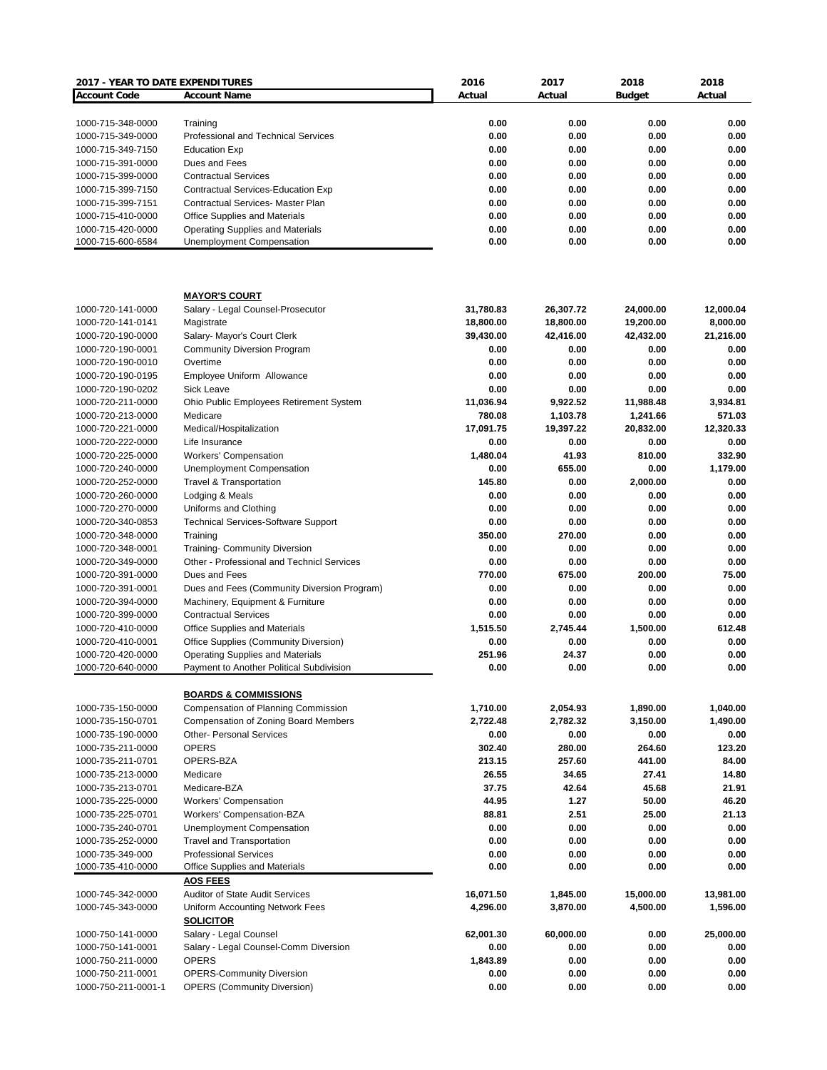| 2017 - YEAR TO DATE EXPENDITURES | | 2016 | 2017 | 2018 | 2018 |
|---|---|---|---|---|---|
| **Account Code** | **Account Name** | **Actual** | **Actual** | **Budget** | **Actual** |
| 1000-715-348-0000 | Training | 0.00 | 0.00 | 0.00 | 0.00 |
| 1000-715-349-0000 | Professional and Technical Services | 0.00 | 0.00 | 0.00 | 0.00 |
| 1000-715-349-7150 | Education Exp | 0.00 | 0.00 | 0.00 | 0.00 |
| 1000-715-391-0000 | Dues and Fees | 0.00 | 0.00 | 0.00 | 0.00 |
| 1000-715-399-0000 | Contractual Services | 0.00 | 0.00 | 0.00 | 0.00 |
| 1000-715-399-7150 | Contractual Services-Education Exp | 0.00 | 0.00 | 0.00 | 0.00 |
| 1000-715-399-7151 | Contractual Services- Master Plan | 0.00 | 0.00 | 0.00 | 0.00 |
| 1000-715-410-0000 | Office Supplies and Materials | 0.00 | 0.00 | 0.00 | 0.00 |
| 1000-715-420-0000 | Operating Supplies and Materials | 0.00 | 0.00 | 0.00 | 0.00 |
| 1000-715-600-6584 | Unemployment Compensation | 0.00 | 0.00 | 0.00 | 0.00 |
| | **MAYOR'S COURT** | | | | |
| 1000-720-141-0000 | Salary - Legal Counsel-Prosecutor | 31,780.83 | 26,307.72 | 24,000.00 | 12,000.04 |
| 1000-720-141-0141 | Magistrate | 18,800.00 | 18,800.00 | 19,200.00 | 8,000.00 |
| 1000-720-190-0000 | Salary- Mayor's Court Clerk | 39,430.00 | 42,416.00 | 42,432.00 | 21,216.00 |
| 1000-720-190-0001 | Community Diversion Program | 0.00 | 0.00 | 0.00 | 0.00 |
| 1000-720-190-0010 | Overtime | 0.00 | 0.00 | 0.00 | 0.00 |
| 1000-720-190-0195 | Employee Uniform Allowance | 0.00 | 0.00 | 0.00 | 0.00 |
| 1000-720-190-0202 | Sick Leave | 0.00 | 0.00 | 0.00 | 0.00 |
| 1000-720-211-0000 | Ohio Public Employees Retirement System | 11,036.94 | 9,922.52 | 11,988.48 | 3,934.81 |
| 1000-720-213-0000 | Medicare | 780.08 | 1,103.78 | 1,241.66 | 571.03 |
| 1000-720-221-0000 | Medical/Hospitalization | 17,091.75 | 19,397.22 | 20,832.00 | 12,320.33 |
| 1000-720-222-0000 | Life Insurance | 0.00 | 0.00 | 0.00 | 0.00 |
| 1000-720-225-0000 | Workers' Compensation | 1,480.04 | 41.93 | 810.00 | 332.90 |
| 1000-720-240-0000 | Unemployment Compensation | 0.00 | 655.00 | 0.00 | 1,179.00 |
| 1000-720-252-0000 | Travel & Transportation | 145.80 | 0.00 | 2,000.00 | 0.00 |
| 1000-720-260-0000 | Lodging & Meals | 0.00 | 0.00 | 0.00 | 0.00 |
| 1000-720-270-0000 | Uniforms and Clothing | 0.00 | 0.00 | 0.00 | 0.00 |
| 1000-720-340-0853 | Technical Services-Software Support | 0.00 | 0.00 | 0.00 | 0.00 |
| 1000-720-348-0000 | Training | 350.00 | 270.00 | 0.00 | 0.00 |
| 1000-720-348-0001 | Training- Community Diversion | 0.00 | 0.00 | 0.00 | 0.00 |
| 1000-720-349-0000 | Other - Professional and Technicl Services | 0.00 | 0.00 | 0.00 | 0.00 |
| 1000-720-391-0000 | Dues and Fees | 770.00 | 675.00 | 200.00 | 75.00 |
| 1000-720-391-0001 | Dues and Fees (Community Diversion Program) | 0.00 | 0.00 | 0.00 | 0.00 |
| 1000-720-394-0000 | Machinery, Equipment & Furniture | 0.00 | 0.00 | 0.00 | 0.00 |
| 1000-720-399-0000 | Contractual Services | 0.00 | 0.00 | 0.00 | 0.00 |
| 1000-720-410-0000 | Office Supplies and Materials | 1,515.50 | 2,745.44 | 1,500.00 | 612.48 |
| 1000-720-410-0001 | Office Supplies (Community Diversion) | 0.00 | 0.00 | 0.00 | 0.00 |
| 1000-720-420-0000 | Operating Supplies and Materials | 251.96 | 24.37 | 0.00 | 0.00 |
| 1000-720-640-0000 | Payment to Another Political Subdivision | 0.00 | 0.00 | 0.00 | 0.00 |
| | **BOARDS & COMMISSIONS** | | | | |
| 1000-735-150-0000 | Compensation of Planning Commission | 1,710.00 | 2,054.93 | 1,890.00 | 1,040.00 |
| 1000-735-150-0701 | Compensation of Zoning Board Members | 2,722.48 | 2,782.32 | 3,150.00 | 1,490.00 |
| 1000-735-190-0000 | Other- Personal Services | 0.00 | 0.00 | 0.00 | 0.00 |
| 1000-735-211-0000 | OPERS | 302.40 | 280.00 | 264.60 | 123.20 |
| 1000-735-211-0701 | OPERS-BZA | 213.15 | 257.60 | 441.00 | 84.00 |
| 1000-735-213-0000 | Medicare | 26.55 | 34.65 | 27.41 | 14.80 |
| 1000-735-213-0701 | Medicare-BZA | 37.75 | 42.64 | 45.68 | 21.91 |
| 1000-735-225-0000 | Workers' Compensation | 44.95 | 1.27 | 50.00 | 46.20 |
| 1000-735-225-0701 | Workers' Compensation-BZA | 88.81 | 2.51 | 25.00 | 21.13 |
| 1000-735-240-0701 | Unemployment Compensation | 0.00 | 0.00 | 0.00 | 0.00 |
| 1000-735-252-0000 | Travel and Transportation | 0.00 | 0.00 | 0.00 | 0.00 |
| 1000-735-349-000 | Professional Services | 0.00 | 0.00 | 0.00 | 0.00 |
| 1000-735-410-0000 | Office Supplies and Materials | 0.00 | 0.00 | 0.00 | 0.00 |
| | **AOS FEES** | | | | |
| 1000-745-342-0000 | Auditor of State Audit Services | 16,071.50 | 1,845.00 | 15,000.00 | 13,981.00 |
| 1000-745-343-0000 | Uniform Accounting Network Fees | 4,296.00 | 3,870.00 | 4,500.00 | 1,596.00 |
| | **SOLICITOR** | | | | |
| 1000-750-141-0000 | Salary - Legal Counsel | 62,001.30 | 60,000.00 | 0.00 | 25,000.00 |
| 1000-750-141-0001 | Salary - Legal Counsel-Comm Diversion | 0.00 | 0.00 | 0.00 | 0.00 |
| 1000-750-211-0000 | OPERS | 1,843.89 | 0.00 | 0.00 | 0.00 |
| 1000-750-211-0001 | OPERS-Community Diversion | 0.00 | 0.00 | 0.00 | 0.00 |
| 1000-750-211-0001-1 | OPERS (Community Diversion) | 0.00 | 0.00 | 0.00 | 0.00 |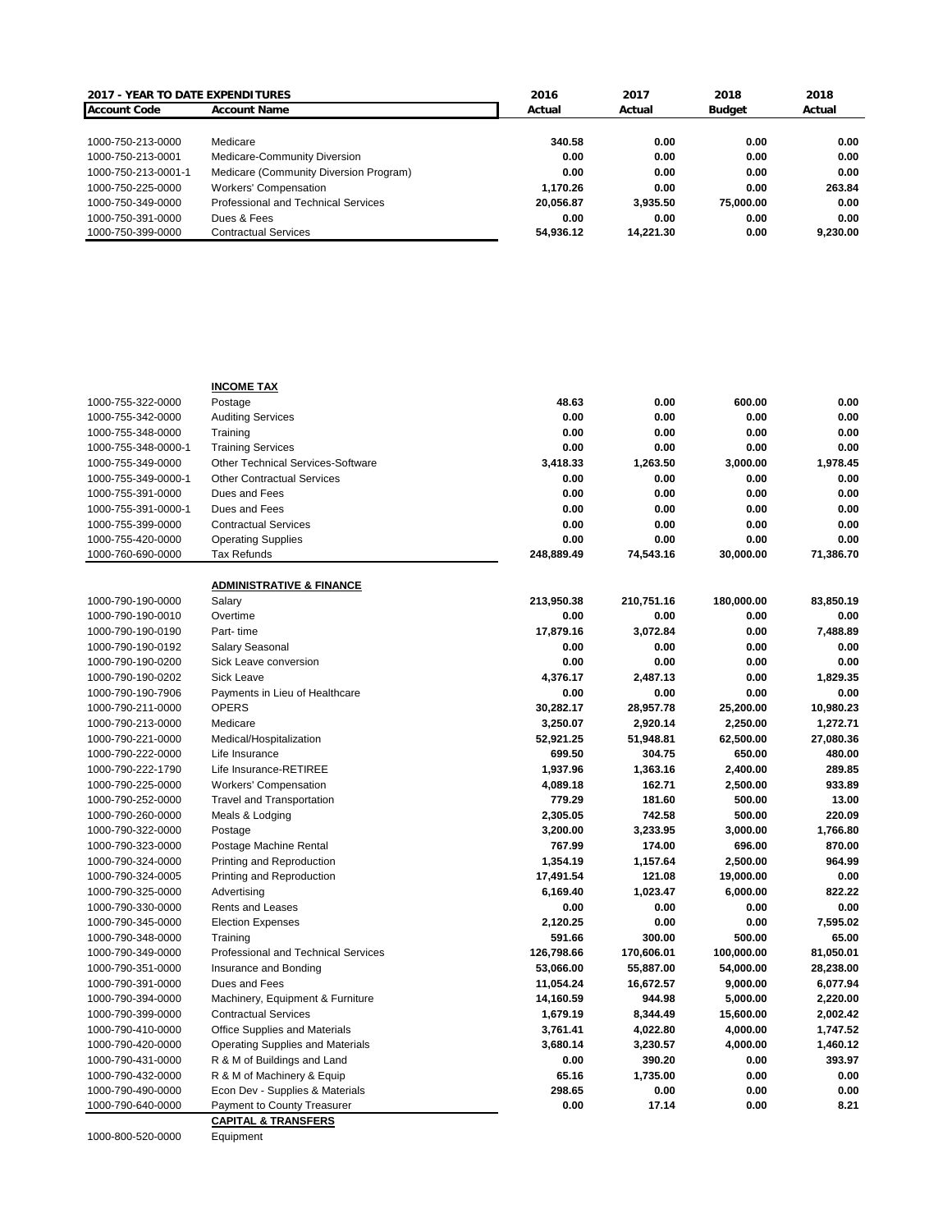| 2017 - YEAR TO DATE EXPENDITURES | | 2016 | 2017 | 2018 | 2018 |
|---|---|---|---|---|---|
| **Account Code** | **Account Name** | **Actual** | **Actual** | **Budget** | **Actual** |
| 1000-750-213-0000 | Medicare | 340.58 | 0.00 | 0.00 | 0.00 |
| 1000-750-213-0001 | Medicare-Community Diversion | 0.00 | 0.00 | 0.00 | 0.00 |
| 1000-750-213-0001-1 | Medicare (Community Diversion Program) | 0.00 | 0.00 | 0.00 | 0.00 |
| 1000-750-225-0000 | Workers' Compensation | 1,170.26 | 0.00 | 0.00 | 263.84 |
| 1000-750-349-0000 | Professional and Technical Services | 20,056.87 | 3,935.50 | 75,000.00 | 0.00 |
| 1000-750-391-0000 | Dues & Fees | 0.00 | 0.00 | 0.00 | 0.00 |
| 1000-750-399-0000 | Contractual Services | 54,936.12 | 14,221.30 | 0.00 | 9,230.00 |
| | **INCOME TAX** | | | | |
| 1000-755-322-0000 | Postage | 48.63 | 0.00 | 600.00 | 0.00 |
| 1000-755-342-0000 | Auditing Services | 0.00 | 0.00 | 0.00 | 0.00 |
| 1000-755-348-0000 | Training | 0.00 | 0.00 | 0.00 | 0.00 |
| 1000-755-348-0000-1 | Training Services | 0.00 | 0.00 | 0.00 | 0.00 |
| 1000-755-349-0000 | Other Technical Services-Software | 3,418.33 | 1,263.50 | 3,000.00 | 1,978.45 |
| 1000-755-349-0000-1 | Other Contractual Services | 0.00 | 0.00 | 0.00 | 0.00 |
| 1000-755-391-0000 | Dues and Fees | 0.00 | 0.00 | 0.00 | 0.00 |
| 1000-755-391-0000-1 | Dues and Fees | 0.00 | 0.00 | 0.00 | 0.00 |
| 1000-755-399-0000 | Contractual Services | 0.00 | 0.00 | 0.00 | 0.00 |
| 1000-755-420-0000 | Operating Supplies | 0.00 | 0.00 | 0.00 | 0.00 |
| 1000-760-690-0000 | Tax Refunds | 248,889.49 | 74,543.16 | 30,000.00 | 71,386.70 |
| | **ADMINISTRATIVE & FINANCE** | | | | |
| 1000-790-190-0000 | Salary | 213,950.38 | 210,751.16 | 180,000.00 | 83,850.19 |
| 1000-790-190-0010 | Overtime | 0.00 | 0.00 | 0.00 | 0.00 |
| 1000-790-190-0190 | Part- time | 17,879.16 | 3,072.84 | 0.00 | 7,488.89 |
| 1000-790-190-0192 | Salary Seasonal | 0.00 | 0.00 | 0.00 | 0.00 |
| 1000-790-190-0200 | Sick Leave conversion | 0.00 | 0.00 | 0.00 | 0.00 |
| 1000-790-190-0202 | Sick Leave | 4,376.17 | 2,487.13 | 0.00 | 1,829.35 |
| 1000-790-190-7906 | Payments in Lieu of Healthcare | 0.00 | 0.00 | 0.00 | 0.00 |
| 1000-790-211-0000 | OPERS | 30,282.17 | 28,957.78 | 25,200.00 | 10,980.23 |
| 1000-790-213-0000 | Medicare | 3,250.07 | 2,920.14 | 2,250.00 | 1,272.71 |
| 1000-790-221-0000 | Medical/Hospitalization | 52,921.25 | 51,948.81 | 62,500.00 | 27,080.36 |
| 1000-790-222-0000 | Life Insurance | 699.50 | 304.75 | 650.00 | 480.00 |
| 1000-790-222-1790 | Life Insurance-RETIREE | 1,937.96 | 1,363.16 | 2,400.00 | 289.85 |
| 1000-790-225-0000 | Workers' Compensation | 4,089.18 | 162.71 | 2,500.00 | 933.89 |
| 1000-790-252-0000 | Travel and Transportation | 779.29 | 181.60 | 500.00 | 13.00 |
| 1000-790-260-0000 | Meals & Lodging | 2,305.05 | 742.58 | 500.00 | 220.09 |
| 1000-790-322-0000 | Postage | 3,200.00 | 3,233.95 | 3,000.00 | 1,766.80 |
| 1000-790-323-0000 | Postage Machine Rental | 767.99 | 174.00 | 696.00 | 870.00 |
| 1000-790-324-0000 | Printing and Reproduction | 1,354.19 | 1,157.64 | 2,500.00 | 964.99 |
| 1000-790-324-0005 | Printing and Reproduction | 17,491.54 | 121.08 | 19,000.00 | 0.00 |
| 1000-790-325-0000 | Advertising | 6,169.40 | 1,023.47 | 6,000.00 | 822.22 |
| 1000-790-330-0000 | Rents and Leases | 0.00 | 0.00 | 0.00 | 0.00 |
| 1000-790-345-0000 | Election Expenses | 2,120.25 | 0.00 | 0.00 | 7,595.02 |
| 1000-790-348-0000 | Training | 591.66 | 300.00 | 500.00 | 65.00 |
| 1000-790-349-0000 | Professional and Technical Services | 126,798.66 | 170,606.01 | 100,000.00 | 81,050.01 |
| 1000-790-351-0000 | Insurance and Bonding | 53,066.00 | 55,887.00 | 54,000.00 | 28,238.00 |
| 1000-790-391-0000 | Dues and Fees | 11,054.24 | 16,672.57 | 9,000.00 | 6,077.94 |
| 1000-790-394-0000 | Machinery, Equipment & Furniture | 14,160.59 | 944.98 | 5,000.00 | 2,220.00 |
| 1000-790-399-0000 | Contractual Services | 1,679.19 | 8,344.49 | 15,600.00 | 2,002.42 |
| 1000-790-410-0000 | Office Supplies and Materials | 3,761.41 | 4,022.80 | 4,000.00 | 1,747.52 |
| 1000-790-420-0000 | Operating Supplies and Materials | 3,680.14 | 3,230.57 | 4,000.00 | 1,460.12 |
| 1000-790-431-0000 | R & M of Buildings and Land | 0.00 | 390.20 | 0.00 | 393.97 |
| 1000-790-432-0000 | R & M of Machinery & Equip | 65.16 | 1,735.00 | 0.00 | 0.00 |
| 1000-790-490-0000 | Econ Dev - Supplies & Materials | 298.65 | 0.00 | 0.00 | 0.00 |
| 1000-790-640-0000 | Payment to County Treasurer | 0.00 | 17.14 | 0.00 | 8.21 |
| | **CAPITAL & TRANSFERS** | | | | |
| 1000-800-520-0000 | Equipment | | | | |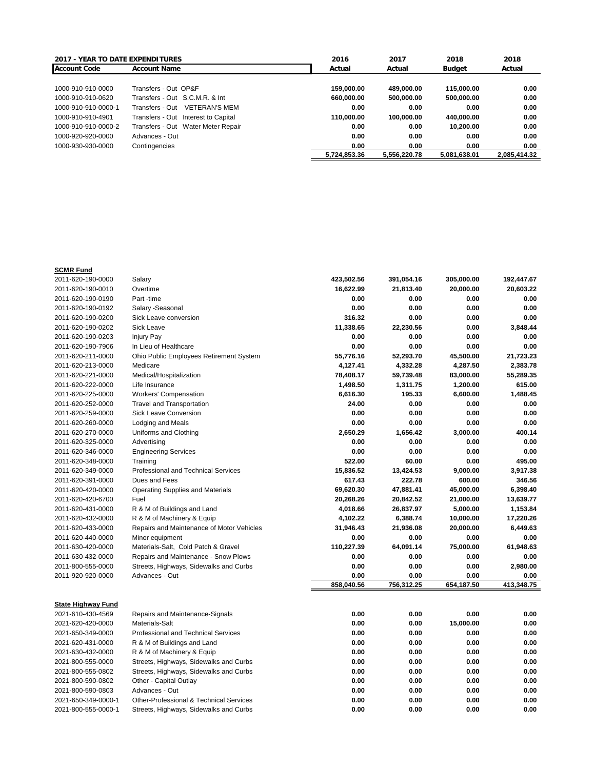**2017 - YEAR TO DATE EXPENDITURES**

| Account Code | Account Name | 2016 Actual | 2017 Actual | 2018 Budget | 2018 Actual |
|---|---|---|---|---|---|
| 1000-910-910-0000 | Transfers - Out OP&F | 159,000.00 | 489,000.00 | 115,000.00 | 0.00 |
| 1000-910-910-0620 | Transfers - Out S.C.M.R. & Int | 660,000.00 | 500,000.00 | 500,000.00 | 0.00 |
| 1000-910-910-0000-1 | Transfers - Out VETERAN'S MEM | 0.00 | 0.00 | 0.00 | 0.00 |
| 1000-910-910-4901 | Transfers - Out Interest to Capital | 110,000.00 | 100,000.00 | 440,000.00 | 0.00 |
| 1000-910-910-0000-2 | Transfers - Out Water Meter Repair | 0.00 | 0.00 | 10,200.00 | 0.00 |
| 1000-920-920-0000 | Advances - Out | 0.00 | 0.00 | 0.00 | 0.00 |
| 1000-930-930-0000 | Contingencies | 0.00 | 0.00 | 0.00 | 0.00 |
| | | 5,724,853.36 | 5,556,220.78 | 5,081,638.01 | 2,085,414.32 |

**SCMR Fund**

| Account Code | Account Name | 2016 Actual | 2017 Actual | 2018 Budget | 2018 Actual |
|---|---|---|---|---|---|
| 2011-620-190-0000 | Salary | 423,502.56 | 391,054.16 | 305,000.00 | 192,447.67 |
| 2011-620-190-0010 | Overtime | 16,622.99 | 21,813.40 | 20,000.00 | 20,603.22 |
| 2011-620-190-0190 | Part -time | 0.00 | 0.00 | 0.00 | 0.00 |
| 2011-620-190-0192 | Salary -Seasonal | 0.00 | 0.00 | 0.00 | 0.00 |
| 2011-620-190-0200 | Sick Leave conversion | 316.32 | 0.00 | 0.00 | 0.00 |
| 2011-620-190-0202 | Sick Leave | 11,338.65 | 22,230.56 | 0.00 | 3,848.44 |
| 2011-620-190-0203 | Injury Pay | 0.00 | 0.00 | 0.00 | 0.00 |
| 2011-620-190-7906 | In Lieu of Healthcare | 0.00 | 0.00 | 0.00 | 0.00 |
| 2011-620-211-0000 | Ohio Public Employees Retirement System | 55,776.16 | 52,293.70 | 45,500.00 | 21,723.23 |
| 2011-620-213-0000 | Medicare | 4,127.41 | 4,332.28 | 4,287.50 | 2,383.78 |
| 2011-620-221-0000 | Medical/Hospitalization | 78,408.17 | 59,739.48 | 83,000.00 | 55,289.35 |
| 2011-620-222-0000 | Life Insurance | 1,498.50 | 1,311.75 | 1,200.00 | 615.00 |
| 2011-620-225-0000 | Workers' Compensation | 6,616.30 | 195.33 | 6,600.00 | 1,488.45 |
| 2011-620-252-0000 | Travel and Transportation | 24.00 | 0.00 | 0.00 | 0.00 |
| 2011-620-259-0000 | Sick Leave Conversion | 0.00 | 0.00 | 0.00 | 0.00 |
| 2011-620-260-0000 | Lodging and Meals | 0.00 | 0.00 | 0.00 | 0.00 |
| 2011-620-270-0000 | Uniforms and Clothing | 2,650.29 | 1,656.42 | 3,000.00 | 400.14 |
| 2011-620-325-0000 | Advertising | 0.00 | 0.00 | 0.00 | 0.00 |
| 2011-620-346-0000 | Engineering Services | 0.00 | 0.00 | 0.00 | 0.00 |
| 2011-620-348-0000 | Training | 522.00 | 60.00 | 0.00 | 495.00 |
| 2011-620-349-0000 | Professional and Technical Services | 15,836.52 | 13,424.53 | 9,000.00 | 3,917.38 |
| 2011-620-391-0000 | Dues and Fees | 617.43 | 222.78 | 600.00 | 346.56 |
| 2011-620-420-0000 | Operating Supplies and Materials | 69,620.30 | 47,881.41 | 45,000.00 | 6,398.40 |
| 2011-620-420-6700 | Fuel | 20,268.26 | 20,842.52 | 21,000.00 | 13,639.77 |
| 2011-620-431-0000 | R & M of Buildings and Land | 4,018.66 | 26,837.97 | 5,000.00 | 1,153.84 |
| 2011-620-432-0000 | R & M of Machinery & Equip | 4,102.22 | 6,388.74 | 10,000.00 | 17,220.26 |
| 2011-620-433-0000 | Repairs and Maintenance of Motor Vehicles | 31,946.43 | 21,936.08 | 20,000.00 | 6,449.63 |
| 2011-620-440-0000 | Minor equipment | 0.00 | 0.00 | 0.00 | 0.00 |
| 2011-630-420-0000 | Materials-Salt, Cold Patch & Gravel | 110,227.39 | 64,091.14 | 75,000.00 | 61,948.63 |
| 2011-630-432-0000 | Repairs and Maintenance - Snow Plows | 0.00 | 0.00 | 0.00 | 0.00 |
| 2011-800-555-0000 | Streets, Highways, Sidewalks and Curbs | 0.00 | 0.00 | 0.00 | 2,980.00 |
| 2011-920-920-0000 | Advances - Out | 0.00 | 0.00 | 0.00 | 0.00 |
| | | 858,040.56 | 756,312.25 | 654,187.50 | 413,348.75 |

**State Highway Fund**

| Account Code | Account Name | 2016 Actual | 2017 Actual | 2018 Budget | 2018 Actual |
|---|---|---|---|---|---|
| 2021-610-430-4569 | Repairs and Maintenance-Signals | 0.00 | 0.00 | 0.00 | 0.00 |
| 2021-620-420-0000 | Materials-Salt | 0.00 | 0.00 | 15,000.00 | 0.00 |
| 2021-650-349-0000 | Professional and Technical Services | 0.00 | 0.00 | 0.00 | 0.00 |
| 2021-620-431-0000 | R & M of Buildings and Land | 0.00 | 0.00 | 0.00 | 0.00 |
| 2021-630-432-0000 | R & M of Machinery & Equip | 0.00 | 0.00 | 0.00 | 0.00 |
| 2021-800-555-0000 | Streets, Highways, Sidewalks and Curbs | 0.00 | 0.00 | 0.00 | 0.00 |
| 2021-800-555-0802 | Streets, Highways, Sidewalks and Curbs | 0.00 | 0.00 | 0.00 | 0.00 |
| 2021-800-590-0802 | Other - Capital Outlay | 0.00 | 0.00 | 0.00 | 0.00 |
| 2021-800-590-0803 | Advances - Out | 0.00 | 0.00 | 0.00 | 0.00 |
| 2021-650-349-0000-1 | Other-Professional & Technical Services | 0.00 | 0.00 | 0.00 | 0.00 |
| 2021-800-555-0000-1 | Streets, Highways, Sidewalks and Curbs | 0.00 | 0.00 | 0.00 | 0.00 |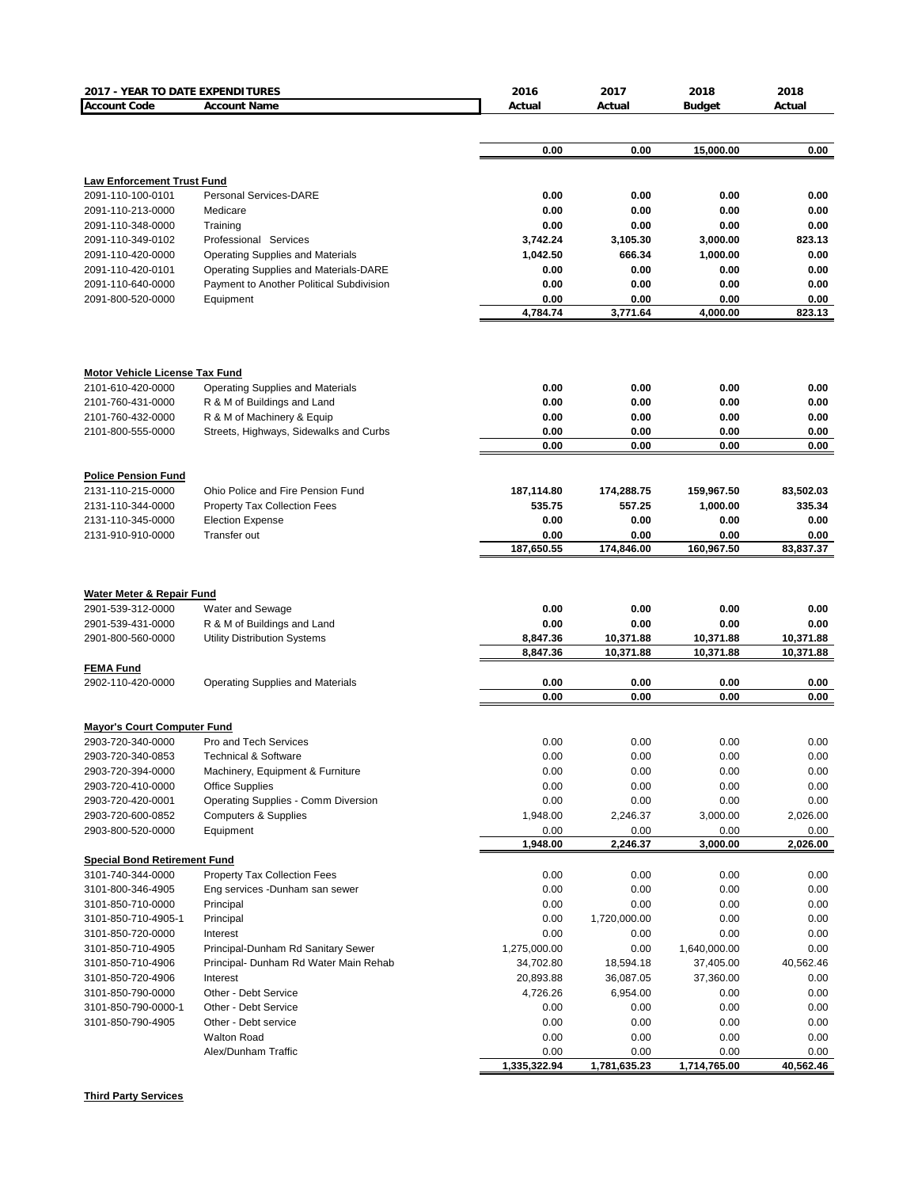| **2017 - YEAR TO DATE EXPENDITURES** | | 2016 | 2017 | 2018 | 2018 |
|---|---|---|---|---|---|
| **Account Code** | **Account Name** | **Actual** | **Actual** | **Budget** | **Actual** |
| | | **0.00** | **0.00** | **15,000.00** | **0.00** |
| **Law Enforcement Trust Fund** | | | | | |
| 2091-110-100-0101 | Personal Services-DARE | **0.00** | **0.00** | **0.00** | **0.00** |
| 2091-110-213-0000 | Medicare | **0.00** | **0.00** | **0.00** | **0.00** |
| 2091-110-348-0000 | Training | **0.00** | **0.00** | **0.00** | **0.00** |
| 2091-110-349-0102 | Professional Services | **3,742.24** | **3,105.30** | **3,000.00** | **823.13** |
| 2091-110-420-0000 | Operating Supplies and Materials | **1,042.50** | **666.34** | **1,000.00** | **0.00** |
| 2091-110-420-0101 | Operating Supplies and Materials-DARE | **0.00** | **0.00** | **0.00** | **0.00** |
| 2091-110-640-0000 | Payment to Another Political Subdivision | **0.00** | **0.00** | **0.00** | **0.00** |
| 2091-800-520-0000 | Equipment | **0.00** | **0.00** | **0.00** | **0.00** |
| | | **4,784.74** | **3,771.64** | **4,000.00** | **823.13** |
| **Motor Vehicle License Tax Fund** | | | | | |
| 2101-610-420-0000 | Operating Supplies and Materials | **0.00** | **0.00** | **0.00** | **0.00** |
| 2101-760-431-0000 | R & M of Buildings and Land | **0.00** | **0.00** | **0.00** | **0.00** |
| 2101-760-432-0000 | R & M of Machinery & Equip | **0.00** | **0.00** | **0.00** | **0.00** |
| 2101-800-555-0000 | Streets, Highways, Sidewalks and Curbs | **0.00** | **0.00** | **0.00** | **0.00** |
| | | **0.00** | **0.00** | **0.00** | **0.00** |
| **Police Pension Fund** | | | | | |
| 2131-110-215-0000 | Ohio Police and Fire Pension Fund | **187,114.80** | **174,288.75** | **159,967.50** | **83,502.03** |
| 2131-110-344-0000 | Property Tax Collection Fees | **535.75** | **557.25** | **1,000.00** | **335.34** |
| 2131-110-345-0000 | Election Expense | **0.00** | **0.00** | **0.00** | **0.00** |
| 2131-910-910-0000 | Transfer out | **0.00** | **0.00** | **0.00** | **0.00** |
| | | **187,650.55** | **174,846.00** | **160,967.50** | **83,837.37** |
| **Water Meter & Repair Fund** | | | | | |
| 2901-539-312-0000 | Water and Sewage | **0.00** | **0.00** | **0.00** | **0.00** |
| 2901-539-431-0000 | R & M of Buildings and Land | **0.00** | **0.00** | **0.00** | **0.00** |
| 2901-800-560-0000 | Utility Distribution Systems | **8,847.36** | **10,371.88** | **10,371.88** | **10,371.88** |
| | | **8,847.36** | **10,371.88** | **10,371.88** | **10,371.88** |
| **FEMA Fund** | | | | | |
| 2902-110-420-0000 | Operating Supplies and Materials | **0.00** | **0.00** | **0.00** | **0.00** |
| | | **0.00** | **0.00** | **0.00** | **0.00** |
| **Mayor's Court Computer Fund** | | | | | |
| 2903-720-340-0000 | Pro and Tech Services | 0.00 | 0.00 | 0.00 | 0.00 |
| 2903-720-340-0853 | Technical & Software | 0.00 | 0.00 | 0.00 | 0.00 |
| 2903-720-394-0000 | Machinery, Equipment & Furniture | 0.00 | 0.00 | 0.00 | 0.00 |
| 2903-720-410-0000 | Office Supplies | 0.00 | 0.00 | 0.00 | 0.00 |
| 2903-720-420-0001 | Operating Supplies - Comm Diversion | 0.00 | 0.00 | 0.00 | 0.00 |
| 2903-720-600-0852 | Computers & Supplies | 1,948.00 | 2,246.37 | 3,000.00 | 2,026.00 |
| 2903-800-520-0000 | Equipment | 0.00 | 0.00 | 0.00 | 0.00 |
| | | **1,948.00** | **2,246.37** | **3,000.00** | **2,026.00** |
| **Special Bond Retirement Fund** | | | | | |
| 3101-740-344-0000 | Property Tax Collection Fees | 0.00 | 0.00 | 0.00 | 0.00 |
| 3101-800-346-4905 | Eng services -Dunham san sewer | 0.00 | 0.00 | 0.00 | 0.00 |
| 3101-850-710-0000 | Principal | 0.00 | 0.00 | 0.00 | 0.00 |
| 3101-850-710-4905-1 | Principal | 0.00 | 1,720,000.00 | 0.00 | 0.00 |
| 3101-850-720-0000 | Interest | 0.00 | 0.00 | 0.00 | 0.00 |
| 3101-850-710-4905 | Principal-Dunham Rd Sanitary Sewer | 1,275,000.00 | 0.00 | 1,640,000.00 | 0.00 |
| 3101-850-710-4906 | Principal- Dunham Rd Water Main Rehab | 34,702.80 | 18,594.18 | 37,405.00 | 40,562.46 |
| 3101-850-720-4906 | Interest | 20,893.88 | 36,087.05 | 37,360.00 | 0.00 |
| 3101-850-790-0000 | Other - Debt Service | 4,726.26 | 6,954.00 | 0.00 | 0.00 |
| 3101-850-790-0000-1 | Other - Debt Service | 0.00 | 0.00 | 0.00 | 0.00 |
| 3101-850-790-4905 | Other - Debt service | 0.00 | 0.00 | 0.00 | 0.00 |
| | Walton Road | 0.00 | 0.00 | 0.00 | 0.00 |
| | Alex/Dunham Traffic | 0.00 | 0.00 | 0.00 | 0.00 |
| | | **1,335,322.94** | **1,781,635.23** | **1,714,765.00** | **40,562.46** |

**Third Party Services**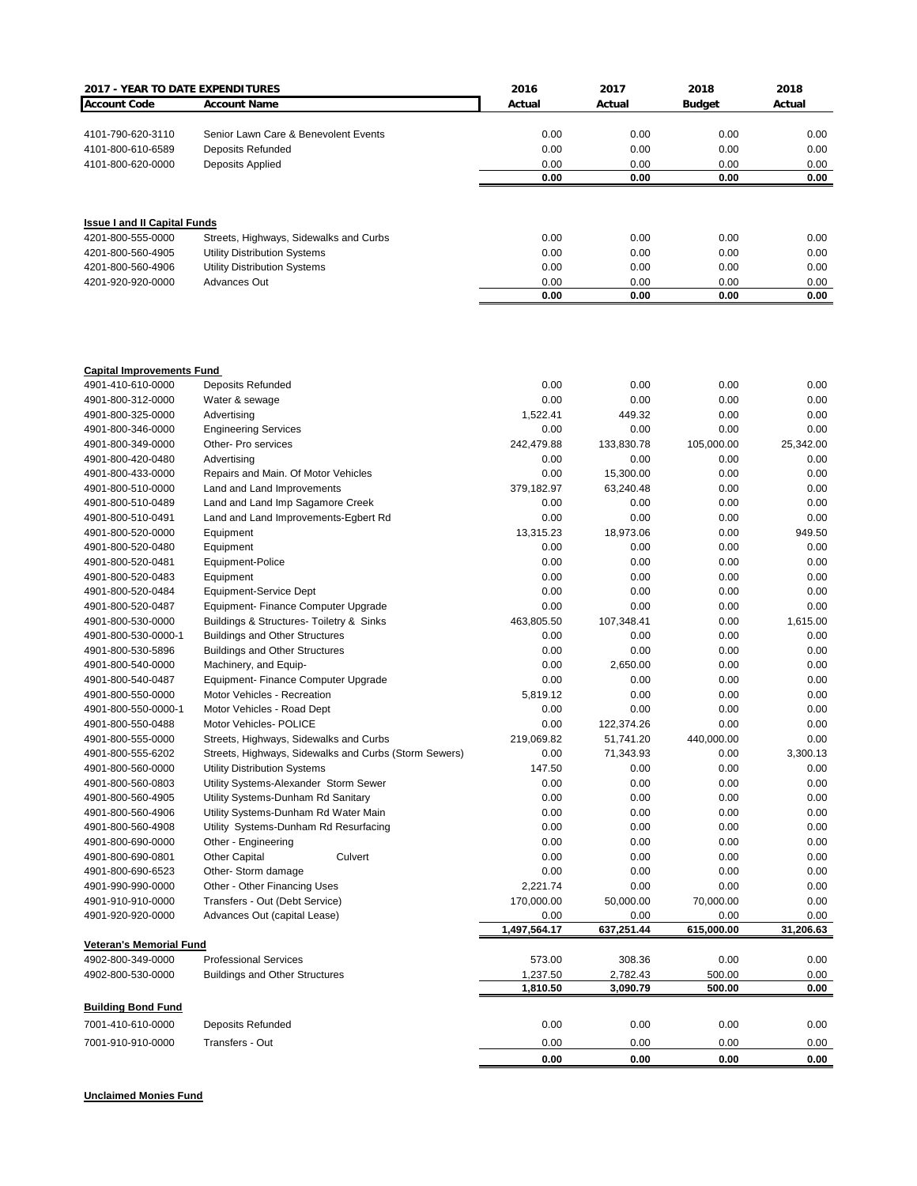| 2017 - YEAR TO DATE EXPENDITURES | | 2016 | 2017 | 2018 | 2018 |
|---|---|---|---|---|---|
| **Account Code** | **Account Name** | **Actual** | **Actual** | **Budget** | **Actual** |
| 4101-790-620-3110 | Senior Lawn Care & Benevolent Events | 0.00 | 0.00 | 0.00 | 0.00 |
| 4101-800-610-6589 | Deposits Refunded | 0.00 | 0.00 | 0.00 | 0.00 |
| 4101-800-620-0000 | Deposits Applied | 0.00 | 0.00 | 0.00 | 0.00 |
| | | **0.00** | **0.00** | **0.00** | **0.00** |
| **Issue I and II Capital Funds** | | | | | |
| 4201-800-555-0000 | Streets, Highways, Sidewalks and Curbs | 0.00 | 0.00 | 0.00 | 0.00 |
| 4201-800-560-4905 | Utility Distribution Systems | 0.00 | 0.00 | 0.00 | 0.00 |
| 4201-800-560-4906 | Utility Distribution Systems | 0.00 | 0.00 | 0.00 | 0.00 |
| 4201-920-920-0000 | Advances Out | 0.00 | 0.00 | 0.00 | 0.00 |
| | | **0.00** | **0.00** | **0.00** | **0.00** |
| **Capital Improvements Fund** | | | | | |
| 4901-410-610-0000 | Deposits Refunded | 0.00 | 0.00 | 0.00 | 0.00 |
| 4901-800-312-0000 | Water & sewage | 0.00 | 0.00 | 0.00 | 0.00 |
| 4901-800-325-0000 | Advertising | 1,522.41 | 449.32 | 0.00 | 0.00 |
| 4901-800-346-0000 | Engineering Services | 0.00 | 0.00 | 0.00 | 0.00 |
| 4901-800-349-0000 | Other- Pro services | 242,479.88 | 133,830.78 | 105,000.00 | 25,342.00 |
| 4901-800-420-0480 | Advertising | 0.00 | 0.00 | 0.00 | 0.00 |
| 4901-800-433-0000 | Repairs and Main. Of Motor Vehicles | 0.00 | 15,300.00 | 0.00 | 0.00 |
| 4901-800-510-0000 | Land and Land Improvements | 379,182.97 | 63,240.48 | 0.00 | 0.00 |
| 4901-800-510-0489 | Land and Land Imp Sagamore Creek | 0.00 | 0.00 | 0.00 | 0.00 |
| 4901-800-510-0491 | Land and Land Improvements-Egbert Rd | 0.00 | 0.00 | 0.00 | 0.00 |
| 4901-800-520-0000 | Equipment | 13,315.23 | 18,973.06 | 0.00 | 949.50 |
| 4901-800-520-0480 | Equipment | 0.00 | 0.00 | 0.00 | 0.00 |
| 4901-800-520-0481 | Equipment-Police | 0.00 | 0.00 | 0.00 | 0.00 |
| 4901-800-520-0483 | Equipment | 0.00 | 0.00 | 0.00 | 0.00 |
| 4901-800-520-0484 | Equipment-Service Dept | 0.00 | 0.00 | 0.00 | 0.00 |
| 4901-800-520-0487 | Equipment- Finance Computer Upgrade | 0.00 | 0.00 | 0.00 | 0.00 |
| 4901-800-530-0000 | Buildings & Structures- Toiletry & Sinks | 463,805.50 | 107,348.41 | 0.00 | 1,615.00 |
| 4901-800-530-0000-1 | Buildings and Other Structures | 0.00 | 0.00 | 0.00 | 0.00 |
| 4901-800-530-5896 | Buildings and Other Structures | 0.00 | 0.00 | 0.00 | 0.00 |
| 4901-800-540-0000 | Machinery, and Equip- | 0.00 | 2,650.00 | 0.00 | 0.00 |
| 4901-800-540-0487 | Equipment- Finance Computer Upgrade | 0.00 | 0.00 | 0.00 | 0.00 |
| 4901-800-550-0000 | Motor Vehicles - Recreation | 5,819.12 | 0.00 | 0.00 | 0.00 |
| 4901-800-550-0000-1 | Motor Vehicles - Road Dept | 0.00 | 0.00 | 0.00 | 0.00 |
| 4901-800-550-0488 | Motor Vehicles- POLICE | 0.00 | 122,374.26 | 0.00 | 0.00 |
| 4901-800-555-0000 | Streets, Highways, Sidewalks and Curbs | 219,069.82 | 51,741.20 | 440,000.00 | 0.00 |
| 4901-800-555-6202 | Streets, Highways, Sidewalks and Curbs (Storm Sewers) | 0.00 | 71,343.93 | 0.00 | 3,300.13 |
| 4901-800-560-0000 | Utility Distribution Systems | 147.50 | 0.00 | 0.00 | 0.00 |
| 4901-800-560-0803 | Utility Systems-Alexander Storm Sewer | 0.00 | 0.00 | 0.00 | 0.00 |
| 4901-800-560-4905 | Utility Systems-Dunham Rd Sanitary | 0.00 | 0.00 | 0.00 | 0.00 |
| 4901-800-560-4906 | Utility Systems-Dunham Rd Water Main | 0.00 | 0.00 | 0.00 | 0.00 |
| 4901-800-560-4908 | Utility Systems-Dunham Rd Resurfacing | 0.00 | 0.00 | 0.00 | 0.00 |
| 4901-800-690-0000 | Other - Engineering | 0.00 | 0.00 | 0.00 | 0.00 |
| 4901-800-690-0801 | Other Capital Culvert | 0.00 | 0.00 | 0.00 | 0.00 |
| 4901-800-690-6523 | Other- Storm damage | 0.00 | 0.00 | 0.00 | 0.00 |
| 4901-990-990-0000 | Other - Other Financing Uses | 2,221.74 | 0.00 | 0.00 | 0.00 |
| 4901-910-910-0000 | Transfers - Out (Debt Service) | 170,000.00 | 50,000.00 | 70,000.00 | 0.00 |
| 4901-920-920-0000 | Advances Out (capital Lease) | 0.00 | 0.00 | 0.00 | 0.00 |
| | | **1,497,564.17** | **637,251.44** | **615,000.00** | **31,206.63** |
| **Veteran's Memorial Fund** | | | | | |
| 4902-800-349-0000 | Professional Services | 573.00 | 308.36 | 0.00 | 0.00 |
| 4902-800-530-0000 | Buildings and Other Structures | 1,237.50 | 2,782.43 | 500.00 | 0.00 |
| | | **1,810.50** | **3,090.79** | **500.00** | **0.00** |
| **Building Bond Fund** | | | | | |
| 7001-410-610-0000 | Deposits Refunded | 0.00 | 0.00 | 0.00 | 0.00 |
| 7001-910-910-0000 | Transfers - Out | 0.00 | 0.00 | 0.00 | 0.00 |
| | | **0.00** | **0.00** | **0.00** | **0.00** |

**Unclaimed Monies Fund**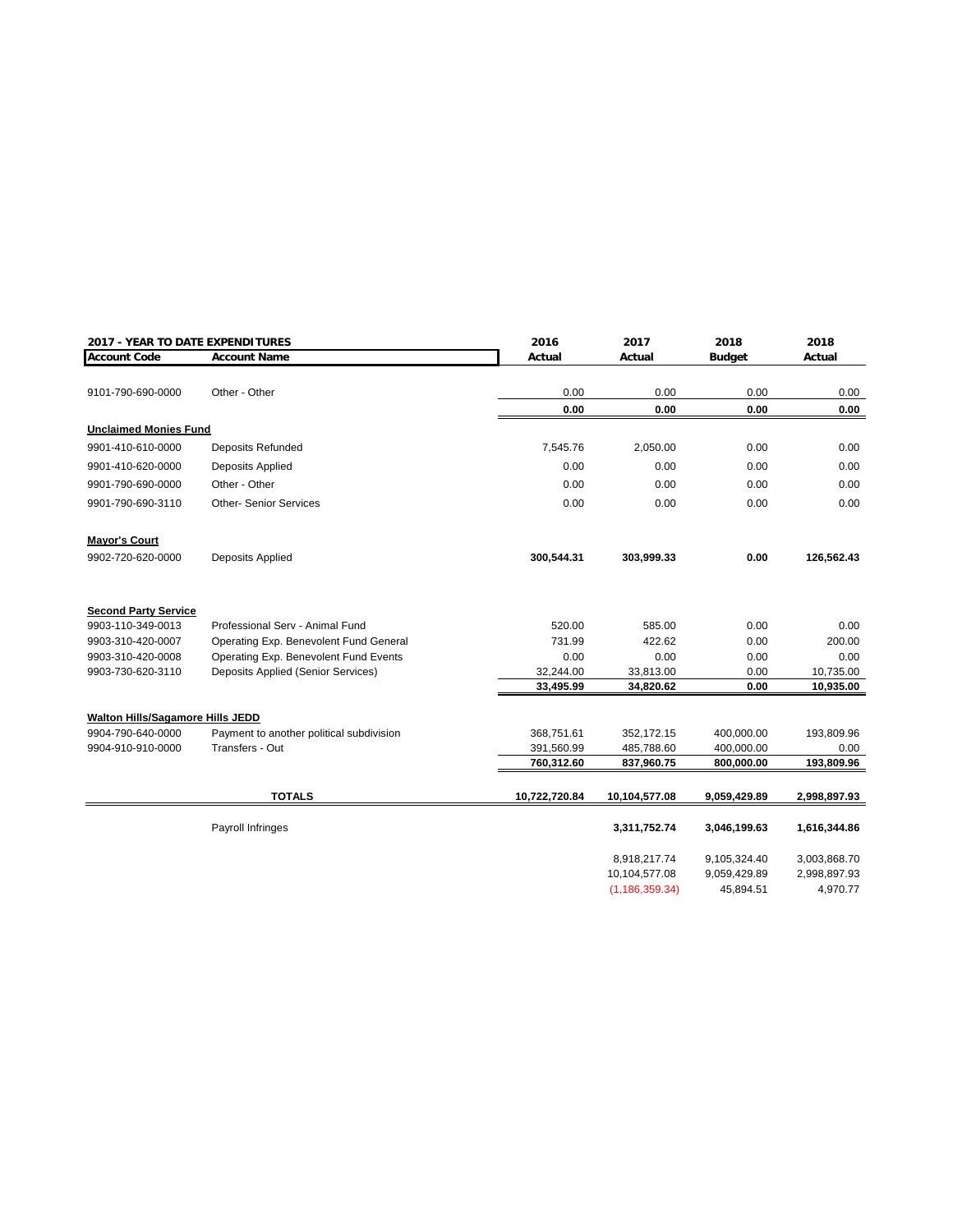| 2017 - YEAR TO DATE EXPENDITURES | | 2016 | 2017 | 2018 | 2018 |
|---|---|---|---|---|---|
| **Account Code** | **Account Name** | **Actual** | **Actual** | **Budget** | **Actual** |
| 9101-790-690-0000 | Other - Other | 0.00 | 0.00 | 0.00 | 0.00 |
| | | **0.00** | **0.00** | **0.00** | **0.00** |
| **Unclaimed Monies Fund** | | | | | |
| 9901-410-610-0000 | Deposits Refunded | 7,545.76 | 2,050.00 | 0.00 | 0.00 |
| 9901-410-620-0000 | Deposits Applied | 0.00 | 0.00 | 0.00 | 0.00 |
| 9901-790-690-0000 | Other - Other | 0.00 | 0.00 | 0.00 | 0.00 |
| 9901-790-690-3110 | Other- Senior Services | 0.00 | 0.00 | 0.00 | 0.00 |
| **Mayor's Court** | | | | | |
| 9902-720-620-0000 | Deposits Applied | **300,544.31** | **303,999.33** | **0.00** | **126,562.43** |
| **Second Party Service** | | | | | |
| 9903-110-349-0013 | Professional Serv - Animal Fund | 520.00 | 585.00 | 0.00 | 0.00 |
| 9903-310-420-0007 | Operating Exp. Benevolent Fund General | 731.99 | 422.62 | 0.00 | 200.00 |
| 9903-310-420-0008 | Operating Exp. Benevolent Fund Events | 0.00 | 0.00 | 0.00 | 0.00 |
| 9903-730-620-3110 | Deposits Applied (Senior Services) | 32,244.00 | 33,813.00 | 0.00 | 10,735.00 |
| | | **33,495.99** | **34,820.62** | **0.00** | **10,935.00** |
| **Walton Hills/Sagamore Hills JEDD** | | | | | |
| 9904-790-640-0000 | Payment to another political subdivision | 368,751.61 | 352,172.15 | 400,000.00 | 193,809.96 |
| 9904-910-910-0000 | Transfers - Out | 391,560.99 | 485,788.60 | 400,000.00 | 0.00 |
| | | **760,312.60** | **837,960.75** | **800,000.00** | **193,809.96** |
| | **TOTALS** | **10,722,720.84** | **10,104,577.08** | **9,059,429.89** | **2,998,897.93** |
| | Payroll Infringes | | **3,311,752.74** | **3,046,199.63** | **1,616,344.86** |
| | | | 8,918,217.74 | 9,105,324.40 | 3,003,868.70 |
| | | | 10,104,577.08 | 9,059,429.89 | 2,998,897.93 |
| | | | (1,186,359.34) | 45,894.51 | 4,970.77 |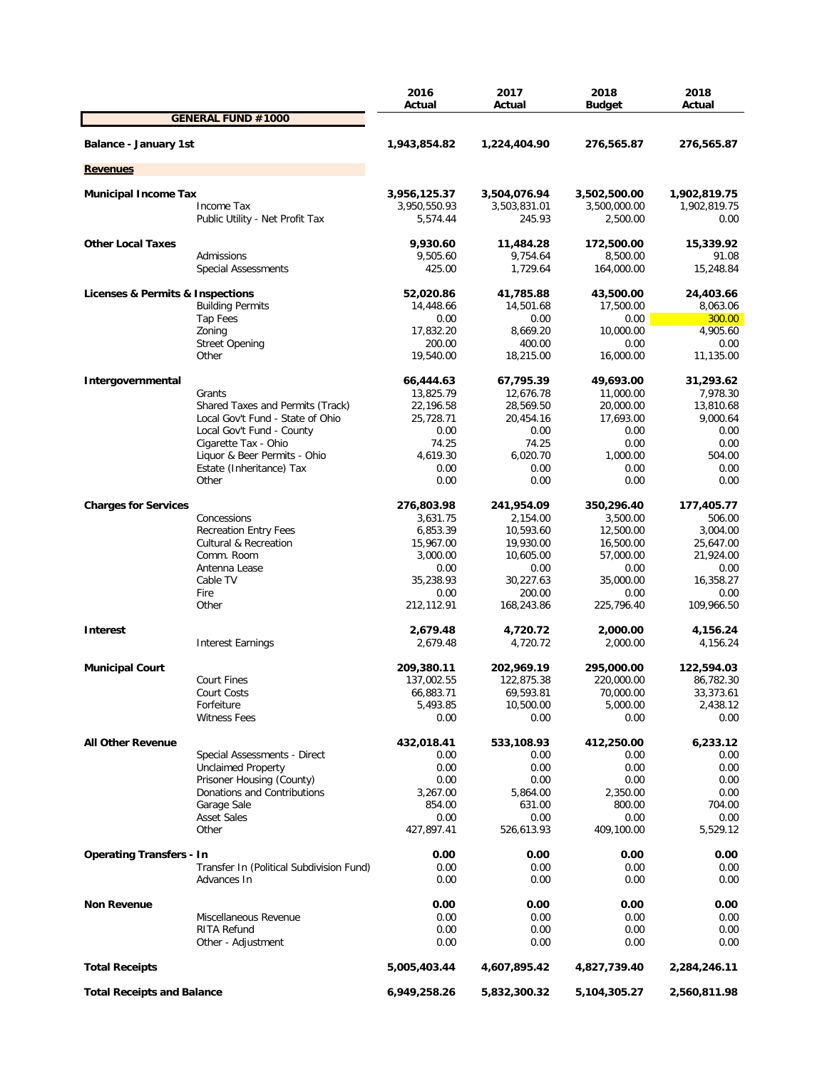| | | 2016 Actual | 2017 Actual | 2018 Budget | 2018 Actual |
|---|---|---|---|---|---|
| **GENERAL FUND #1000** | | | | | |
| **Balance - January 1st** | | **1,943,854.82** | **1,224,404.90** | **276,565.87** | **276,565.87** |
| **Revenues** | | | | | |
| **Municipal Income Tax** | | **3,956,125.37** | **3,504,076.94** | **3,502,500.00** | **1,902,819.75** |
| | Income Tax | 3,950,550.93 | 3,503,831.01 | 3,500,000.00 | 1,902,819.75 |
| | Public Utility - Net Profit Tax | 5,574.44 | 245.93 | 2,500.00 | 0.00 |
| **Other Local Taxes** | | **9,930.60** | **11,484.28** | **172,500.00** | **15,339.92** |
| | Admissions | 9,505.60 | 9,754.64 | 8,500.00 | 91.08 |
| | Special Assessments | 425.00 | 1,729.64 | 164,000.00 | 15,248.84 |
| **Licenses & Permits & Inspections** | | **52,020.86** | **41,785.88** | **43,500.00** | **24,403.66** |
| | Building Permits | 14,448.66 | 14,501.68 | 17,500.00 | 8,063.06 |
| | Tap Fees | 0.00 | 0.00 | 0.00 | 300.00 |
| | Zoning | 17,832.20 | 8,669.20 | 10,000.00 | 4,905.60 |
| | Street Opening | 200.00 | 400.00 | 0.00 | 0.00 |
| | Other | 19,540.00 | 18,215.00 | 16,000.00 | 11,135.00 |
| **Intergovernmental** | | **66,444.63** | **67,795.39** | **49,693.00** | **31,293.62** |
| | Grants | 13,825.79 | 12,676.78 | 11,000.00 | 7,978.30 |
| | Shared Taxes and Permits (Track) | 22,196.58 | 28,569.50 | 20,000.00 | 13,810.68 |
| | Local Gov't Fund - State of Ohio | 25,728.71 | 20,454.16 | 17,693.00 | 9,000.64 |
| | Local Gov't Fund - County | 0.00 | 0.00 | 0.00 | 0.00 |
| | Cigarette Tax - Ohio | 74.25 | 74.25 | 0.00 | 0.00 |
| | Liquor & Beer Permits - Ohio | 4,619.30 | 6,020.70 | 1,000.00 | 504.00 |
| | Estate (Inheritance) Tax | 0.00 | 0.00 | 0.00 | 0.00 |
| | Other | 0.00 | 0.00 | 0.00 | 0.00 |
| **Charges for Services** | | **276,803.98** | **241,954.09** | **350,296.40** | **177,405.77** |
| | Concessions | 3,631.75 | 2,154.00 | 3,500.00 | 506.00 |
| | Recreation Entry Fees | 6,853.39 | 10,593.60 | 12,500.00 | 3,004.00 |
| | Cultural & Recreation | 15,967.00 | 19,930.00 | 16,500.00 | 25,647.00 |
| | Comm. Room | 3,000.00 | 10,605.00 | 57,000.00 | 21,924.00 |
| | Antenna Lease | 0.00 | 0.00 | 0.00 | 0.00 |
| | Cable TV | 35,238.93 | 30,227.63 | 35,000.00 | 16,358.27 |
| | Fire | 0.00 | 200.00 | 0.00 | 0.00 |
| | Other | 212,112.91 | 168,243.86 | 225,796.40 | 109,966.50 |
| **Interest** | | **2,679.48** | **4,720.72** | **2,000.00** | **4,156.24** |
| | Interest Earnings | 2,679.48 | 4,720.72 | 2,000.00 | 4,156.24 |
| **Municipal Court** | | **209,380.11** | **202,969.19** | **295,000.00** | **122,594.03** |
| | Court Fines | 137,002.55 | 122,875.38 | 220,000.00 | 86,782.30 |
| | Court Costs | 66,883.71 | 69,593.81 | 70,000.00 | 33,373.61 |
| | Forfeiture | 5,493.85 | 10,500.00 | 5,000.00 | 2,438.12 |
| | Witness Fees | 0.00 | 0.00 | 0.00 | 0.00 |
| **All Other Revenue** | | **432,018.41** | **533,108.93** | **412,250.00** | **6,233.12** |
| | Special Assessments - Direct | 0.00 | 0.00 | 0.00 | 0.00 |
| | Unclaimed Property | 0.00 | 0.00 | 0.00 | 0.00 |
| | Prisoner Housing (County) | 0.00 | 0.00 | 0.00 | 0.00 |
| | Donations and Contributions | 3,267.00 | 5,864.00 | 2,350.00 | 0.00 |
| | Garage Sale | 854.00 | 631.00 | 800.00 | 704.00 |
| | Asset Sales | 0.00 | 0.00 | 0.00 | 0.00 |
| | Other | 427,897.41 | 526,613.93 | 409,100.00 | 5,529.12 |
| **Operating Transfers - In** | | **0.00** | **0.00** | **0.00** | **0.00** |
| | Transfer In (Political Subdivision Fund) | 0.00 | 0.00 | 0.00 | 0.00 |
| | Advances In | 0.00 | 0.00 | 0.00 | 0.00 |
| **Non Revenue** | | **0.00** | **0.00** | **0.00** | **0.00** |
| | Miscellaneous Revenue | 0.00 | 0.00 | 0.00 | 0.00 |
| | RITA Refund | 0.00 | 0.00 | 0.00 | 0.00 |
| | Other - Adjustment | 0.00 | 0.00 | 0.00 | 0.00 |
| **Total Receipts** | | **5,005,403.44** | **4,607,895.42** | **4,827,739.40** | **2,284,246.11** |
| **Total Receipts and Balance** | | **6,949,258.26** | **5,832,300.32** | **5,104,305.27** | **2,560,811.98** |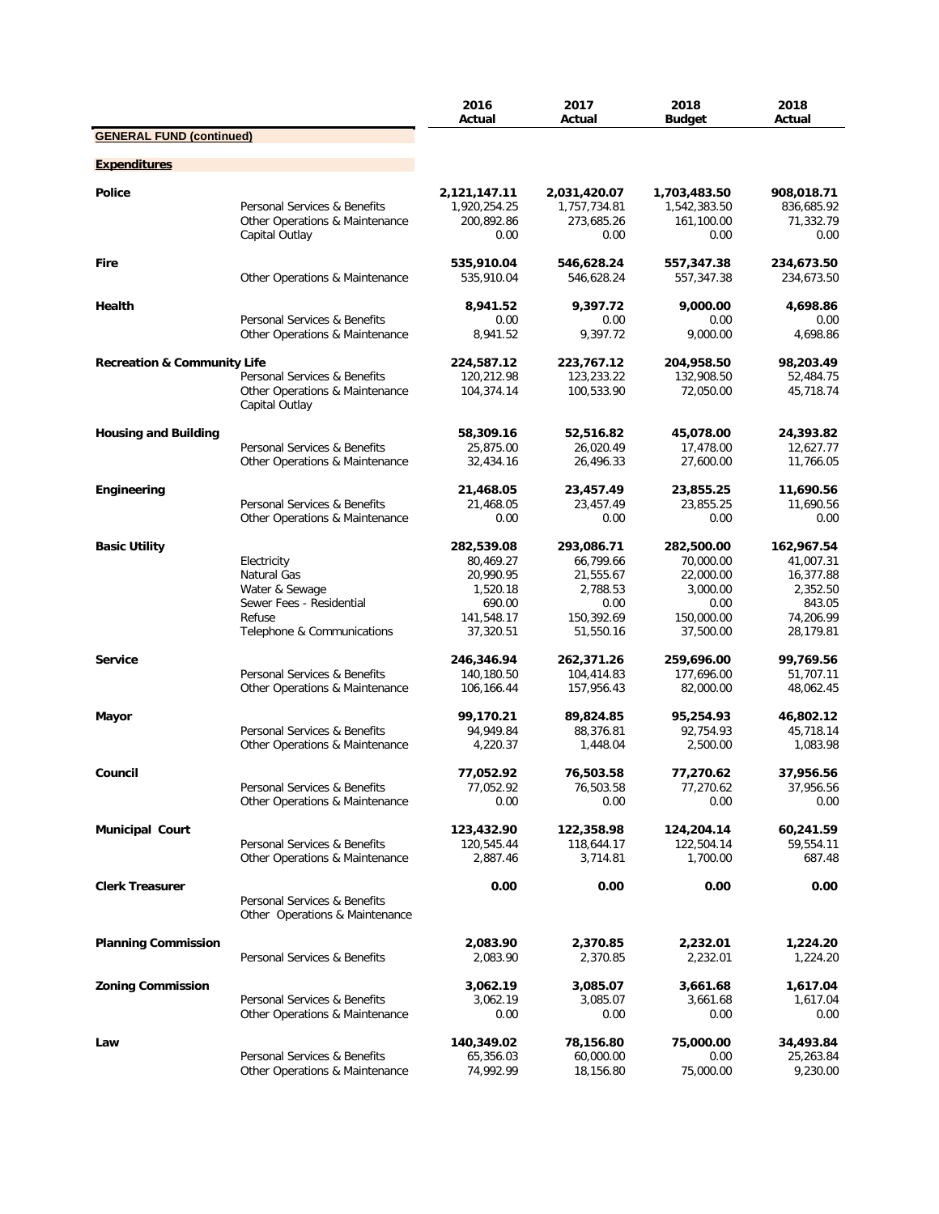| | | 2016 Actual | 2017 Actual | 2018 Budget | 2018 Actual |
|---|---|---|---|---|---|
| **GENERAL FUND (continued)** | | | | | |
| **Expenditures** | | | | | |
| **Police** | | **2,121,147.11** | **2,031,420.07** | **1,703,483.50** | **908,018.71** |
| | Personal Services & Benefits | 1,920,254.25 | 1,757,734.81 | 1,542,383.50 | 836,685.92 |
| | Other Operations & Maintenance | 200,892.86 | 273,685.26 | 161,100.00 | 71,332.79 |
| | Capital Outlay | 0.00 | 0.00 | 0.00 | 0.00 |
| **Fire** | | **535,910.04** | **546,628.24** | **557,347.38** | **234,673.50** |
| | Other Operations & Maintenance | 535,910.04 | 546,628.24 | 557,347.38 | 234,673.50 |
| **Health** | | **8,941.52** | **9,397.72** | **9,000.00** | **4,698.86** |
| | Personal Services & Benefits | 0.00 | 0.00 | 0.00 | 0.00 |
| | Other Operations & Maintenance | 8,941.52 | 9,397.72 | 9,000.00 | 4,698.86 |
| **Recreation & Community Life** | | **224,587.12** | **223,767.12** | **204,958.50** | **98,203.49** |
| | Personal Services & Benefits | 120,212.98 | 123,233.22 | 132,908.50 | 52,484.75 |
| | Other Operations & Maintenance | 104,374.14 | 100,533.90 | 72,050.00 | 45,718.74 |
| | Capital Outlay | | | | |
| **Housing and Building** | | **58,309.16** | **52,516.82** | **45,078.00** | **24,393.82** |
| | Personal Services & Benefits | 25,875.00 | 26,020.49 | 17,478.00 | 12,627.77 |
| | Other Operations & Maintenance | 32,434.16 | 26,496.33 | 27,600.00 | 11,766.05 |
| **Engineering** | | **21,468.05** | **23,457.49** | **23,855.25** | **11,690.56** |
| | Personal Services & Benefits | 21,468.05 | 23,457.49 | 23,855.25 | 11,690.56 |
| | Other Operations & Maintenance | 0.00 | 0.00 | 0.00 | 0.00 |
| **Basic Utility** | | **282,539.08** | **293,086.71** | **282,500.00** | **162,967.54** |
| | Electricity | 80,469.27 | 66,799.66 | 70,000.00 | 41,007.31 |
| | Natural Gas | 20,990.95 | 21,555.67 | 22,000.00 | 16,377.88 |
| | Water & Sewage | 1,520.18 | 2,788.53 | 3,000.00 | 2,352.50 |
| | Sewer Fees - Residential | 690.00 | 0.00 | 0.00 | 843.05 |
| | Refuse | 141,548.17 | 150,392.69 | 150,000.00 | 74,206.99 |
| | Telephone & Communications | 37,320.51 | 51,550.16 | 37,500.00 | 28,179.81 |
| **Service** | | **246,346.94** | **262,371.26** | **259,696.00** | **99,769.56** |
| | Personal Services & Benefits | 140,180.50 | 104,414.83 | 177,696.00 | 51,707.11 |
| | Other Operations & Maintenance | 106,166.44 | 157,956.43 | 82,000.00 | 48,062.45 |
| **Mayor** | | **99,170.21** | **89,824.85** | **95,254.93** | **46,802.12** |
| | Personal Services & Benefits | 94,949.84 | 88,376.81 | 92,754.93 | 45,718.14 |
| | Other Operations & Maintenance | 4,220.37 | 1,448.04 | 2,500.00 | 1,083.98 |
| **Council** | | **77,052.92** | **76,503.58** | **77,270.62** | **37,956.56** |
| | Personal Services & Benefits | 77,052.92 | 76,503.58 | 77,270.62 | 37,956.56 |
| | Other Operations & Maintenance | 0.00 | 0.00 | 0.00 | 0.00 |
| **Municipal Court** | | **123,432.90** | **122,358.98** | **124,204.14** | **60,241.59** |
| | Personal Services & Benefits | 120,545.44 | 118,644.17 | 122,504.14 | 59,554.11 |
| | Other Operations & Maintenance | 2,887.46 | 3,714.81 | 1,700.00 | 687.48 |
| **Clerk Treasurer** | | **0.00** | **0.00** | **0.00** | **0.00** |
| | Personal Services & Benefits | | | | |
| | Other Operations & Maintenance | | | | |
| **Planning Commission** | | **2,083.90** | **2,370.85** | **2,232.01** | **1,224.20** |
| | Personal Services & Benefits | 2,083.90 | 2,370.85 | 2,232.01 | 1,224.20 |
| **Zoning Commission** | | **3,062.19** | **3,085.07** | **3,661.68** | **1,617.04** |
| | Personal Services & Benefits | 3,062.19 | 3,085.07 | 3,661.68 | 1,617.04 |
| | Other Operations & Maintenance | 0.00 | 0.00 | 0.00 | 0.00 |
| **Law** | | **140,349.02** | **78,156.80** | **75,000.00** | **34,493.84** |
| | Personal Services & Benefits | 65,356.03 | 60,000.00 | 0.00 | 25,263.84 |
| | Other Operations & Maintenance | 74,992.99 | 18,156.80 | 75,000.00 | 9,230.00 |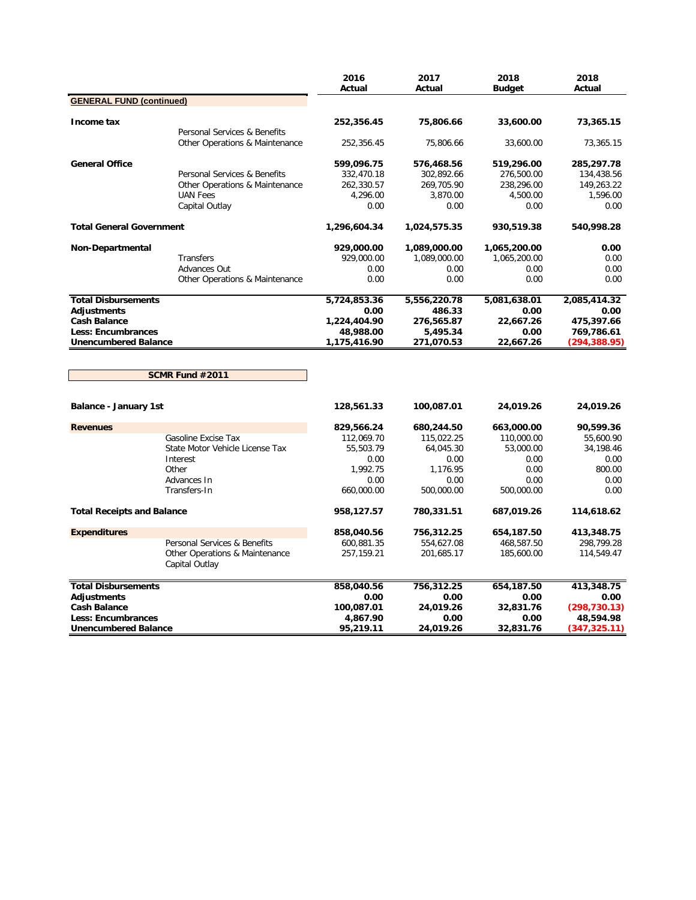| | | 2016 Actual | 2017 Actual | 2018 Budget | 2018 Actual |
|---|---|---|---|---|---|
| **GENERAL FUND (continued)** | | | | | |
| **Income tax** | | **252,356.45** | **75,806.66** | **33,600.00** | **73,365.15** |
| | Personal Services & Benefits | | | | |
| | Other Operations & Maintenance | 252,356.45 | 75,806.66 | 33,600.00 | 73,365.15 |
| **General Office** | | **599,096.75** | **576,468.56** | **519,296.00** | **285,297.78** |
| | Personal Services & Benefits | 332,470.18 | 302,892.66 | 276,500.00 | 134,438.56 |
| | Other Operations & Maintenance | 262,330.57 | 269,705.90 | 238,296.00 | 149,263.22 |
| | UAN Fees | 4,296.00 | 3,870.00 | 4,500.00 | 1,596.00 |
| | Capital Outlay | 0.00 | 0.00 | 0.00 | 0.00 |
| **Total General Government** | | **1,296,604.34** | **1,024,575.35** | **930,519.38** | **540,998.28** |
| **Non-Departmental** | | **929,000.00** | **1,089,000.00** | **1,065,200.00** | **0.00** |
| | Transfers | 929,000.00 | 1,089,000.00 | 1,065,200.00 | 0.00 |
| | Advances Out | 0.00 | 0.00 | 0.00 | 0.00 |
| | Other Operations & Maintenance | 0.00 | 0.00 | 0.00 | 0.00 |
| **Total Disbursements** | | **5,724,853.36** | **5,556,220.78** | **5,081,638.01** | **2,085,414.32** |
| **Adjustments** | | **0.00** | **486.33** | **0.00** | **0.00** |
| **Cash Balance** | | **1,224,404.90** | **276,565.87** | **22,667.26** | **475,397.66** |
| **Less: Encumbrances** | | **48,988.00** | **5,495.34** | **0.00** | **769,786.61** |
| **Unencumbered Balance** | | **1,175,416.90** | **271,070.53** | **22,667.26** | **(294,388.95)** |

| **SCMR Fund #2011** | | 2016 Actual | 2017 Actual | 2018 Budget | 2018 Actual |
|---|---|---|---|---|---|
| **Balance - January 1st** | | **128,561.33** | **100,087.01** | **24,019.26** | **24,019.26** |
| **Revenues** | | **829,566.24** | **680,244.50** | **663,000.00** | **90,599.36** |
| | Gasoline Excise Tax | 112,069.70 | 115,022.25 | 110,000.00 | 55,600.90 |
| | State Motor Vehicle License Tax | 55,503.79 | 64,045.30 | 53,000.00 | 34,198.46 |
| | Interest | 0.00 | 0.00 | 0.00 | 0.00 |
| | Other | 1,992.75 | 1,176.95 | 0.00 | 800.00 |
| | Advances In | 0.00 | 0.00 | 0.00 | 0.00 |
| | Transfers-In | 660,000.00 | 500,000.00 | 500,000.00 | 0.00 |
| **Total Receipts and Balance** | | **958,127.57** | **780,331.51** | **687,019.26** | **114,618.62** |
| **Expenditures** | | **858,040.56** | **756,312.25** | **654,187.50** | **413,348.75** |
| | Personal Services & Benefits | 600,881.35 | 554,627.08 | 468,587.50 | 298,799.28 |
| | Other Operations & Maintenance | 257,159.21 | 201,685.17 | 185,600.00 | 114,549.47 |
| | Capital Outlay | | | | |
| **Total Disbursements** | | **858,040.56** | **756,312.25** | **654,187.50** | **413,348.75** |
| **Adjustments** | | **0.00** | **0.00** | **0.00** | **0.00** |
| **Cash Balance** | | **100,087.01** | **24,019.26** | **32,831.76** | **(298,730.13)** |
| **Less: Encumbrances** | | **4,867.90** | **0.00** | **0.00** | **48,594.98** |
| **Unencumbered Balance** | | **95,219.11** | **24,019.26** | **32,831.76** | **(347,325.11)** |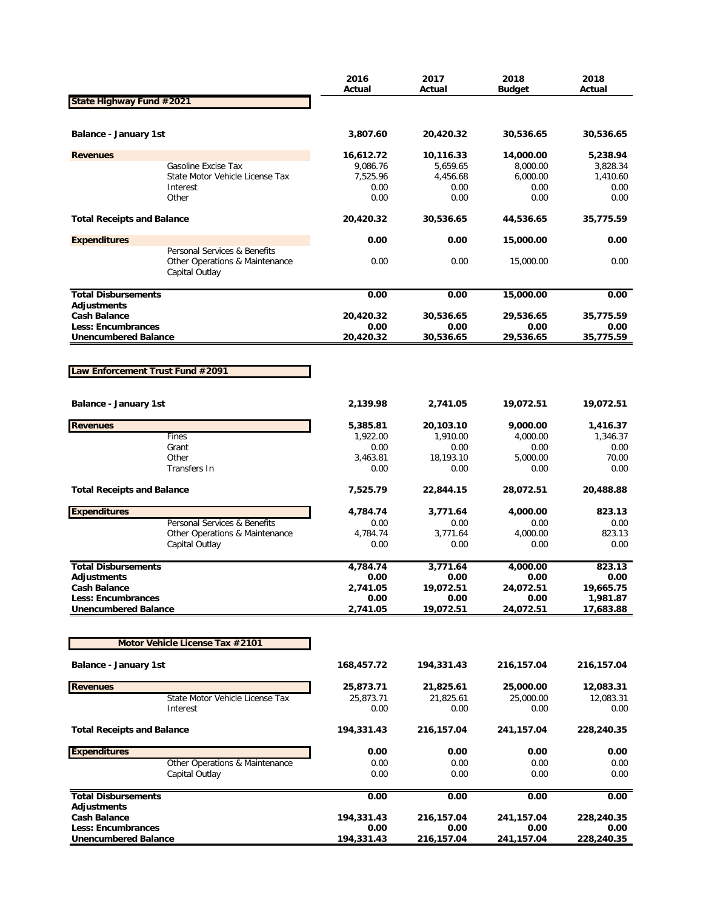| | | 2016 Actual | 2017 Actual | 2018 Budget | 2018 Actual |
|---|---|---|---|---|---|
| **State Highway Fund #2021** | | | | | |
| **Balance - January 1st** | | **3,807.60** | **20,420.32** | **30,536.65** | **30,536.65** |
| **Revenues** | | **16,612.72** | **10,116.33** | **14,000.00** | **5,238.94** |
| | Gasoline Excise Tax | 9,086.76 | 5,659.65 | 8,000.00 | 3,828.34 |
| | State Motor Vehicle License Tax | 7,525.96 | 4,456.68 | 6,000.00 | 1,410.60 |
| | Interest | 0.00 | 0.00 | 0.00 | 0.00 |
| | Other | 0.00 | 0.00 | 0.00 | 0.00 |
| **Total Receipts and Balance** | | **20,420.32** | **30,536.65** | **44,536.65** | **35,775.59** |
| **Expenditures** | | **0.00** | **0.00** | **15,000.00** | **0.00** |
| | Personal Services & Benefits | | | | |
| | Other Operations & Maintenance | 0.00 | 0.00 | 15,000.00 | 0.00 |
| | Capital Outlay | | | | |
| **Total Disbursements** | | **0.00** | **0.00** | **15,000.00** | **0.00** |
| **Adjustments** | | | | | |
| **Cash Balance** | | **20,420.32** | **30,536.65** | **29,536.65** | **35,775.59** |
| **Less: Encumbrances** | | **0.00** | **0.00** | **0.00** | **0.00** |
| **Unencumbered Balance** | | **20,420.32** | **30,536.65** | **29,536.65** | **35,775.59** |

| | | 2016 Actual | 2017 Actual | 2018 Budget | 2018 Actual |
|---|---|---|---|---|---|
| **Law Enforcement Trust Fund #2091** | | | | | |
| **Balance - January 1st** | | **2,139.98** | **2,741.05** | **19,072.51** | **19,072.51** |
| **Revenues** | | **5,385.81** | **20,103.10** | **9,000.00** | **1,416.37** |
| | Fines | 1,922.00 | 1,910.00 | 4,000.00 | 1,346.37 |
| | Grant | 0.00 | 0.00 | 0.00 | 0.00 |
| | Other | 3,463.81 | 18,193.10 | 5,000.00 | 70.00 |
| | Transfers In | 0.00 | 0.00 | 0.00 | 0.00 |
| **Total Receipts and Balance** | | **7,525.79** | **22,844.15** | **28,072.51** | **20,488.88** |
| **Expenditures** | | **4,784.74** | **3,771.64** | **4,000.00** | **823.13** |
| | Personal Services & Benefits | 0.00 | 0.00 | 0.00 | 0.00 |
| | Other Operations & Maintenance | 4,784.74 | 3,771.64 | 4,000.00 | 823.13 |
| | Capital Outlay | 0.00 | 0.00 | 0.00 | 0.00 |
| **Total Disbursements** | | **4,784.74** | **3,771.64** | **4,000.00** | **823.13** |
| **Adjustments** | | **0.00** | **0.00** | **0.00** | **0.00** |
| **Cash Balance** | | **2,741.05** | **19,072.51** | **24,072.51** | **19,665.75** |
| **Less: Encumbrances** | | **0.00** | **0.00** | **0.00** | **1,981.87** |
| **Unencumbered Balance** | | **2,741.05** | **19,072.51** | **24,072.51** | **17,683.88** |

| | | 2016 Actual | 2017 Actual | 2018 Budget | 2018 Actual |
|---|---|---|---|---|---|
| **Motor Vehicle License Tax #2101** | | | | | |
| **Balance - January 1st** | | **168,457.72** | **194,331.43** | **216,157.04** | **216,157.04** |
| **Revenues** | | **25,873.71** | **21,825.61** | **25,000.00** | **12,083.31** |
| | State Motor Vehicle License Tax | 25,873.71 | 21,825.61 | 25,000.00 | 12,083.31 |
| | Interest | 0.00 | 0.00 | 0.00 | 0.00 |
| **Total Receipts and Balance** | | **194,331.43** | **216,157.04** | **241,157.04** | **228,240.35** |
| **Expenditures** | | **0.00** | **0.00** | **0.00** | **0.00** |
| | Other Operations & Maintenance | 0.00 | 0.00 | 0.00 | 0.00 |
| | Capital Outlay | 0.00 | 0.00 | 0.00 | 0.00 |
| **Total Disbursements** | | **0.00** | **0.00** | **0.00** | **0.00** |
| **Adjustments** | | | | | |
| **Cash Balance** | | **194,331.43** | **216,157.04** | **241,157.04** | **228,240.35** |
| **Less: Encumbrances** | | **0.00** | **0.00** | **0.00** | **0.00** |
| **Unencumbered Balance** | | **194,331.43** | **216,157.04** | **241,157.04** | **228,240.35** |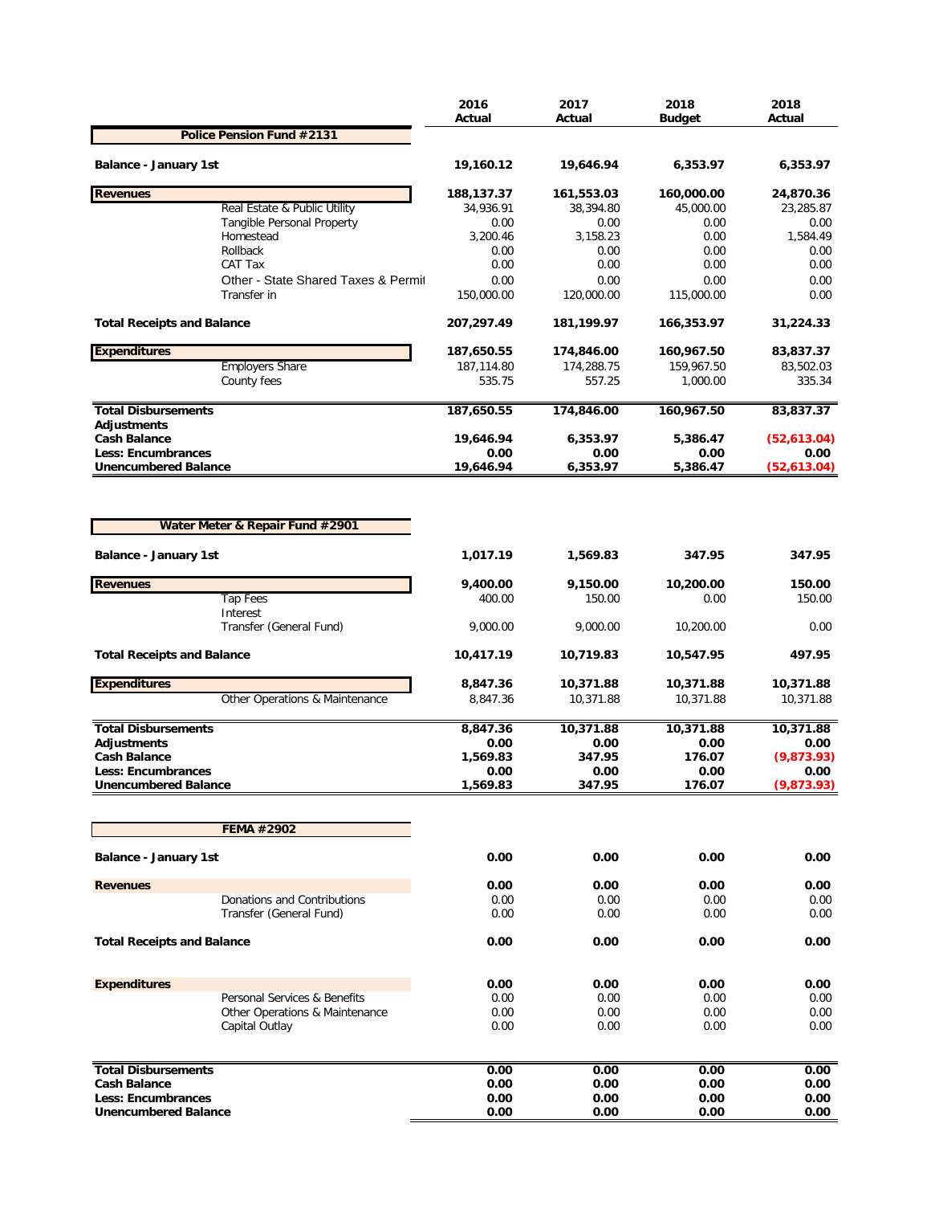| | 2016 Actual | 2017 Actual | 2018 Budget | 2018 Actual |
|---|---|---|---|---|
| **Police Pension Fund #2131** | | | | |
| **Balance - January 1st** | **19,160.12** | **19,646.94** | **6,353.97** | **6,353.97** |
| **Revenues** | **188,137.37** | **161,553.03** | **160,000.00** | **24,870.36** |
| Real Estate & Public Utility | 34,936.91 | 38,394.80 | 45,000.00 | 23,285.87 |
| Tangible Personal Property | 0.00 | 0.00 | 0.00 | 0.00 |
| Homestead | 3,200.46 | 3,158.23 | 0.00 | 1,584.49 |
| Rollback | 0.00 | 0.00 | 0.00 | 0.00 |
| CAT Tax | 0.00 | 0.00 | 0.00 | 0.00 |
| Other - State Shared Taxes & Permit | 0.00 | 0.00 | 0.00 | 0.00 |
| Transfer in | 150,000.00 | 120,000.00 | 115,000.00 | 0.00 |
| **Total Receipts and Balance** | **207,297.49** | **181,199.97** | **166,353.97** | **31,224.33** |
| **Expenditures** | **187,650.55** | **174,846.00** | **160,967.50** | **83,837.37** |
| Employers Share | 187,114.80 | 174,288.75 | 159,967.50 | 83,502.03 |
| County fees | 535.75 | 557.25 | 1,000.00 | 335.34 |
| **Total Disbursements** | **187,650.55** | **174,846.00** | **160,967.50** | **83,837.37** |
| **Adjustments** | | | | |
| **Cash Balance** | **19,646.94** | **6,353.97** | **5,386.47** | **(52,613.04)** |
| **Less: Encumbrances** | **0.00** | **0.00** | **0.00** | **0.00** |
| **Unencumbered Balance** | **19,646.94** | **6,353.97** | **5,386.47** | **(52,613.04)** |

| | 2016 Actual | 2017 Actual | 2018 Budget | 2018 Actual |
|---|---|---|---|---|
| **Water Meter & Repair Fund #2901** | | | | |
| **Balance - January 1st** | **1,017.19** | **1,569.83** | **347.95** | **347.95** |
| **Revenues** | **9,400.00** | **9,150.00** | **10,200.00** | **150.00** |
| Tap Fees | 400.00 | 150.00 | 0.00 | 150.00 |
| Interest | | | | |
| Transfer (General Fund) | 9,000.00 | 9,000.00 | 10,200.00 | 0.00 |
| **Total Receipts and Balance** | **10,417.19** | **10,719.83** | **10,547.95** | **497.95** |
| **Expenditures** | **8,847.36** | **10,371.88** | **10,371.88** | **10,371.88** |
| Other Operations & Maintenance | 8,847.36 | 10,371.88 | 10,371.88 | 10,371.88 |
| **Total Disbursements** | **8,847.36** | **10,371.88** | **10,371.88** | **10,371.88** |
| **Adjustments** | **0.00** | **0.00** | **0.00** | **0.00** |
| **Cash Balance** | **1,569.83** | **347.95** | **176.07** | **(9,873.93)** |
| **Less: Encumbrances** | **0.00** | **0.00** | **0.00** | **0.00** |
| **Unencumbered Balance** | **1,569.83** | **347.95** | **176.07** | **(9,873.93)** |

| | 2016 Actual | 2017 Actual | 2018 Budget | 2018 Actual |
|---|---|---|---|---|
| **FEMA #2902** | | | | |
| **Balance - January 1st** | **0.00** | **0.00** | **0.00** | **0.00** |
| **Revenues** | **0.00** | **0.00** | **0.00** | **0.00** |
| Donations and Contributions | 0.00 | 0.00 | 0.00 | 0.00 |
| Transfer (General Fund) | 0.00 | 0.00 | 0.00 | 0.00 |
| **Total Receipts and Balance** | **0.00** | **0.00** | **0.00** | **0.00** |
| **Expenditures** | **0.00** | **0.00** | **0.00** | **0.00** |
| Personal Services & Benefits | 0.00 | 0.00 | 0.00 | 0.00 |
| Other Operations & Maintenance | 0.00 | 0.00 | 0.00 | 0.00 |
| Capital Outlay | 0.00 | 0.00 | 0.00 | 0.00 |
| **Total Disbursements** | **0.00** | **0.00** | **0.00** | **0.00** |
| **Cash Balance** | **0.00** | **0.00** | **0.00** | **0.00** |
| **Less: Encumbrances** | **0.00** | **0.00** | **0.00** | **0.00** |
| **Unencumbered Balance** | **0.00** | **0.00** | **0.00** | **0.00** |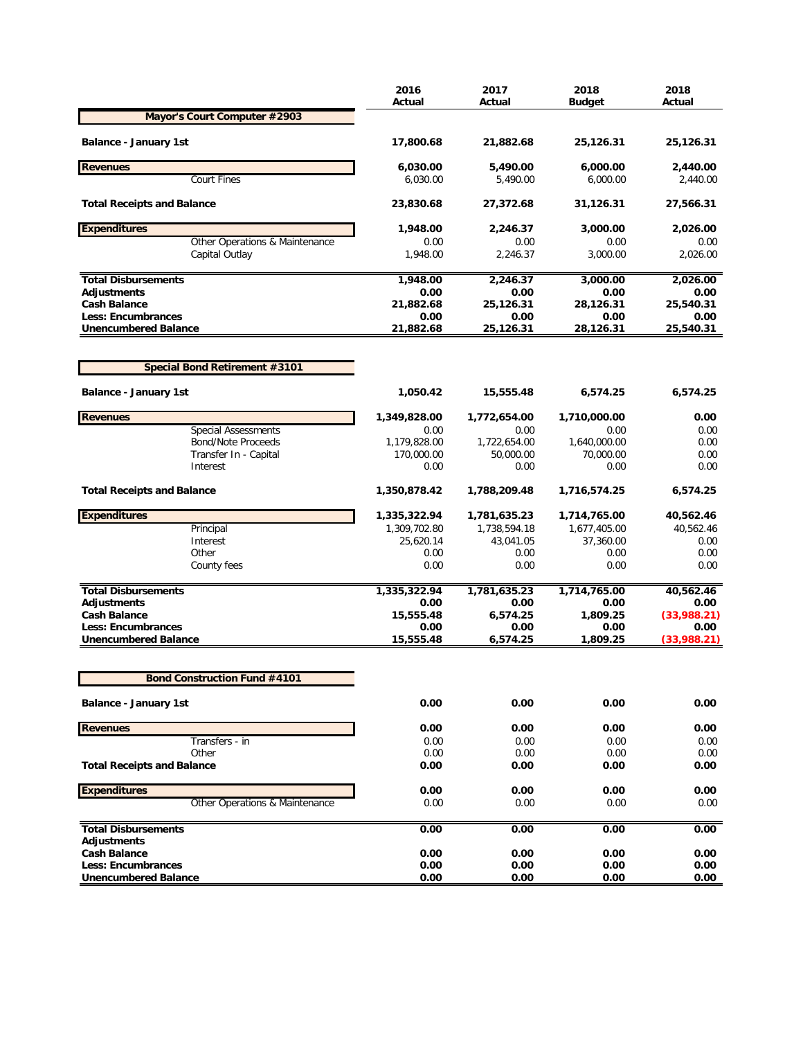| | 2016 Actual | 2017 Actual | 2018 Budget | 2018 Actual |
|---|---|---|---|---|
| **Mayor's Court Computer #2903** | | | | |
| **Balance - January 1st** | **17,800.68** | **21,882.68** | **25,126.31** | **25,126.31** |
| **Revenues** | **6,030.00** | **5,490.00** | **6,000.00** | **2,440.00** |
| Court Fines | 6,030.00 | 5,490.00 | 6,000.00 | 2,440.00 |
| **Total Receipts and Balance** | **23,830.68** | **27,372.68** | **31,126.31** | **27,566.31** |
| **Expenditures** | **1,948.00** | **2,246.37** | **3,000.00** | **2,026.00** |
| Other Operations & Maintenance | 0.00 | 0.00 | 0.00 | 0.00 |
| Capital Outlay | 1,948.00 | 2,246.37 | 3,000.00 | 2,026.00 |
| **Total Disbursements** | **1,948.00** | **2,246.37** | **3,000.00** | **2,026.00** |
| **Adjustments** | **0.00** | **0.00** | **0.00** | **0.00** |
| **Cash Balance** | **21,882.68** | **25,126.31** | **28,126.31** | **25,540.31** |
| **Less: Encumbrances** | **0.00** | **0.00** | **0.00** | **0.00** |
| **Unencumbered Balance** | **21,882.68** | **25,126.31** | **28,126.31** | **25,540.31** |

| | 2016 Actual | 2017 Actual | 2018 Budget | 2018 Actual |
|---|---|---|---|---|
| **Special Bond Retirement #3101** | | | | |
| **Balance - January 1st** | **1,050.42** | **15,555.48** | **6,574.25** | **6,574.25** |
| **Revenues** | **1,349,828.00** | **1,772,654.00** | **1,710,000.00** | **0.00** |
| Special Assessments | 0.00 | 0.00 | 0.00 | 0.00 |
| Bond/Note Proceeds | 1,179,828.00 | 1,722,654.00 | 1,640,000.00 | 0.00 |
| Transfer In - Capital | 170,000.00 | 50,000.00 | 70,000.00 | 0.00 |
| Interest | 0.00 | 0.00 | 0.00 | 0.00 |
| **Total Receipts and Balance** | **1,350,878.42** | **1,788,209.48** | **1,716,574.25** | **6,574.25** |
| **Expenditures** | **1,335,322.94** | **1,781,635.23** | **1,714,765.00** | **40,562.46** |
| Principal | 1,309,702.80 | 1,738,594.18 | 1,677,405.00 | 40,562.46 |
| Interest | 25,620.14 | 43,041.05 | 37,360.00 | 0.00 |
| Other | 0.00 | 0.00 | 0.00 | 0.00 |
| County fees | 0.00 | 0.00 | 0.00 | 0.00 |
| **Total Disbursements** | **1,335,322.94** | **1,781,635.23** | **1,714,765.00** | **40,562.46** |
| **Adjustments** | **0.00** | **0.00** | **0.00** | **0.00** |
| **Cash Balance** | **15,555.48** | **6,574.25** | **1,809.25** | **(33,988.21)** |
| **Less: Encumbrances** | **0.00** | **0.00** | **0.00** | **0.00** |
| **Unencumbered Balance** | **15,555.48** | **6,574.25** | **1,809.25** | **(33,988.21)** |

| | 2016 Actual | 2017 Actual | 2018 Budget | 2018 Actual |
|---|---|---|---|---|
| **Bond Construction Fund #4101** | | | | |
| **Balance - January 1st** | **0.00** | **0.00** | **0.00** | **0.00** |
| **Revenues** | **0.00** | **0.00** | **0.00** | **0.00** |
| Transfers - in | 0.00 | 0.00 | 0.00 | 0.00 |
| Other | 0.00 | 0.00 | 0.00 | 0.00 |
| **Total Receipts and Balance** | **0.00** | **0.00** | **0.00** | **0.00** |
| **Expenditures** | **0.00** | **0.00** | **0.00** | **0.00** |
| Other Operations & Maintenance | 0.00 | 0.00 | 0.00 | 0.00 |
| **Total Disbursements** | **0.00** | **0.00** | **0.00** | **0.00** |
| **Adjustments** | | | | |
| **Cash Balance** | **0.00** | **0.00** | **0.00** | **0.00** |
| **Less: Encumbrances** | **0.00** | **0.00** | **0.00** | **0.00** |
| **Unencumbered Balance** | **0.00** | **0.00** | **0.00** | **0.00** |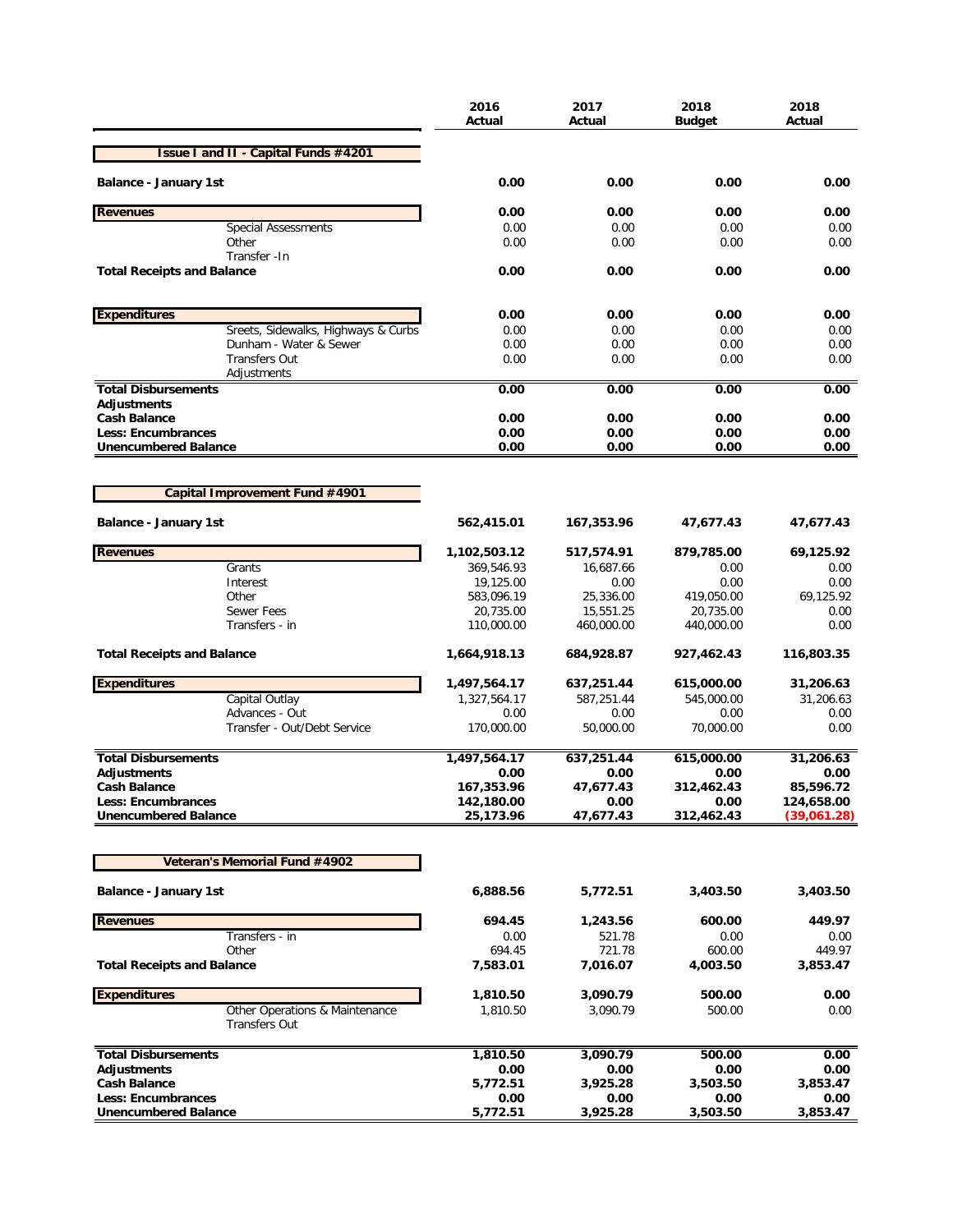| | 2016 Actual | 2017 Actual | 2018 Budget | 2018 Actual |
|---|---|---|---|---|
| **Issue I and II - Capital Funds #4201** | | | | |
| **Balance - January 1st** | **0.00** | **0.00** | **0.00** | **0.00** |
| **Revenues** | **0.00** | **0.00** | **0.00** | **0.00** |
| Special Assessments | 0.00 | 0.00 | 0.00 | 0.00 |
| Other | 0.00 | 0.00 | 0.00 | 0.00 |
| Transfer -In | | | | |
| **Total Receipts and Balance** | **0.00** | **0.00** | **0.00** | **0.00** |
| **Expenditures** | **0.00** | **0.00** | **0.00** | **0.00** |
| Sreets, Sidewalks, Highways & Curbs | 0.00 | 0.00 | 0.00 | 0.00 |
| Dunham - Water & Sewer | 0.00 | 0.00 | 0.00 | 0.00 |
| Transfers Out | 0.00 | 0.00 | 0.00 | 0.00 |
| Adjustments | | | | |
| **Total Disbursements** | **0.00** | **0.00** | **0.00** | **0.00** |
| **Adjustments** | | | | |
| **Cash Balance** | **0.00** | **0.00** | **0.00** | **0.00** |
| **Less: Encumbrances** | **0.00** | **0.00** | **0.00** | **0.00** |
| **Unencumbered Balance** | **0.00** | **0.00** | **0.00** | **0.00** |
| **Capital Improvement Fund #4901** | | | | |
| **Balance - January 1st** | **562,415.01** | **167,353.96** | **47,677.43** | **47,677.43** |
| **Revenues** | **1,102,503.12** | **517,574.91** | **879,785.00** | **69,125.92** |
| Grants | 369,546.93 | 16,687.66 | 0.00 | 0.00 |
| Interest | 19,125.00 | 0.00 | 0.00 | 0.00 |
| Other | 583,096.19 | 25,336.00 | 419,050.00 | 69,125.92 |
| Sewer Fees | 20,735.00 | 15,551.25 | 20,735.00 | 0.00 |
| Transfers - in | 110,000.00 | 460,000.00 | 440,000.00 | 0.00 |
| **Total Receipts and Balance** | **1,664,918.13** | **684,928.87** | **927,462.43** | **116,803.35** |
| **Expenditures** | **1,497,564.17** | **637,251.44** | **615,000.00** | **31,206.63** |
| Capital Outlay | 1,327,564.17 | 587,251.44 | 545,000.00 | 31,206.63 |
| Advances - Out | 0.00 | 0.00 | 0.00 | 0.00 |
| Transfer - Out/Debt Service | 170,000.00 | 50,000.00 | 70,000.00 | 0.00 |
| **Total Disbursements** | **1,497,564.17** | **637,251.44** | **615,000.00** | **31,206.63** |
| **Adjustments** | **0.00** | **0.00** | **0.00** | **0.00** |
| **Cash Balance** | **167,353.96** | **47,677.43** | **312,462.43** | **85,596.72** |
| **Less: Encumbrances** | **142,180.00** | **0.00** | **0.00** | **124,658.00** |
| **Unencumbered Balance** | **25,173.96** | **47,677.43** | **312,462.43** | **(39,061.28)** |
| **Veteran's Memorial Fund #4902** | | | | |
| **Balance - January 1st** | **6,888.56** | **5,772.51** | **3,403.50** | **3,403.50** |
| **Revenues** | **694.45** | **1,243.56** | **600.00** | **449.97** |
| Transfers - in | 0.00 | 521.78 | 0.00 | 0.00 |
| Other | 694.45 | 721.78 | 600.00 | 449.97 |
| **Total Receipts and Balance** | **7,583.01** | **7,016.07** | **4,003.50** | **3,853.47** |
| **Expenditures** | **1,810.50** | **3,090.79** | **500.00** | **0.00** |
| Other Operations & Maintenance | 1,810.50 | 3,090.79 | 500.00 | 0.00 |
| Transfers Out | | | | |
| **Total Disbursements** | **1,810.50** | **3,090.79** | **500.00** | **0.00** |
| **Adjustments** | **0.00** | **0.00** | **0.00** | **0.00** |
| **Cash Balance** | **5,772.51** | **3,925.28** | **3,503.50** | **3,853.47** |
| **Less: Encumbrances** | **0.00** | **0.00** | **0.00** | **0.00** |
| **Unencumbered Balance** | **5,772.51** | **3,925.28** | **3,503.50** | **3,853.47** |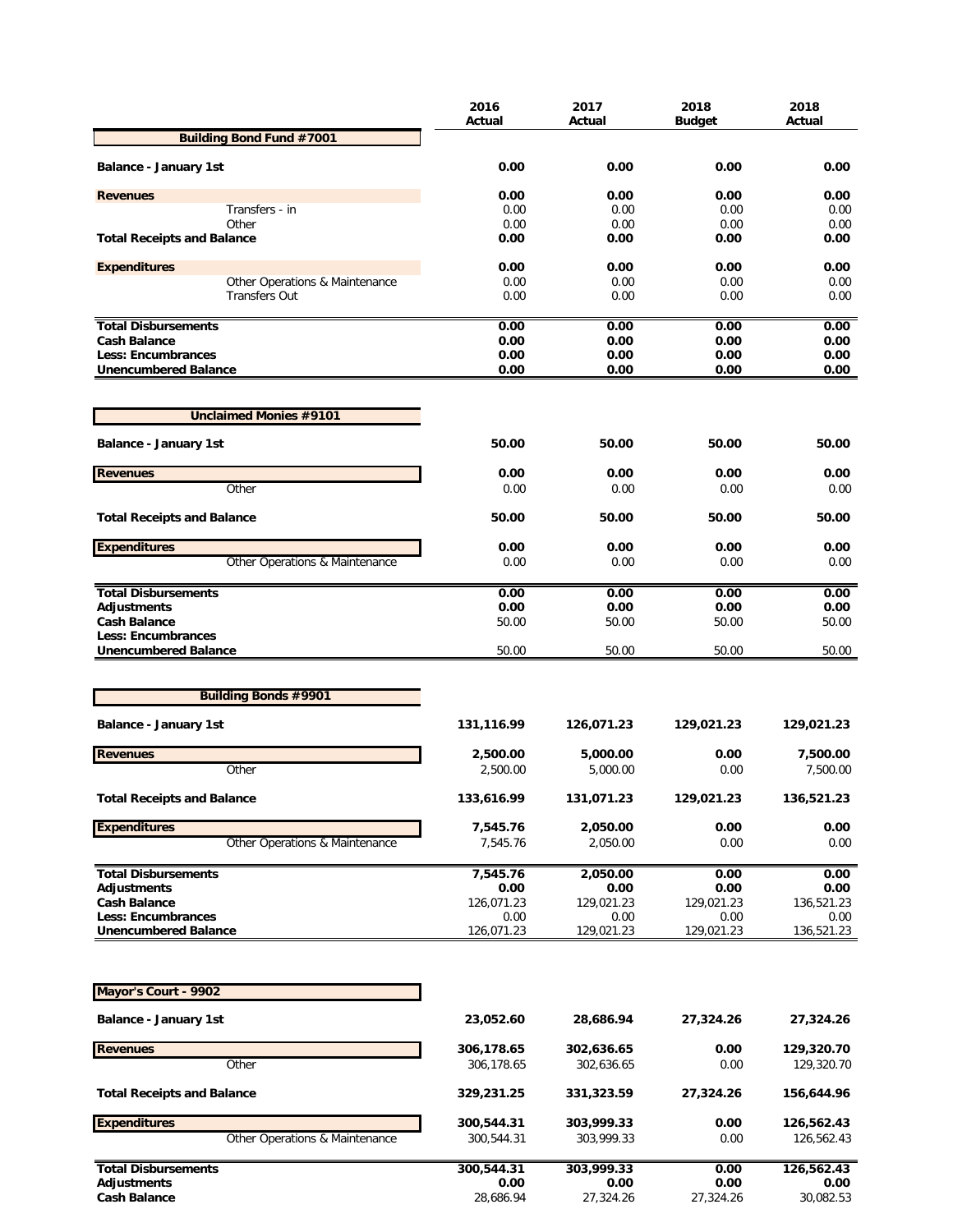| | 2016 Actual | 2017 Actual | 2018 Budget | 2018 Actual |
|---|---|---|---|---|
| **Building Bond Fund #7001** | | | | |
| **Balance - January 1st** | **0.00** | **0.00** | **0.00** | **0.00** |
| **Revenues** | **0.00** | **0.00** | **0.00** | **0.00** |
| Transfers - in | 0.00 | 0.00 | 0.00 | 0.00 |
| Other | 0.00 | 0.00 | 0.00 | 0.00 |
| **Total Receipts and Balance** | **0.00** | **0.00** | **0.00** | **0.00** |
| **Expenditures** | **0.00** | **0.00** | **0.00** | **0.00** |
| Other Operations & Maintenance | 0.00 | 0.00 | 0.00 | 0.00 |
| Transfers Out | 0.00 | 0.00 | 0.00 | 0.00 |
| **Total Disbursements** | **0.00** | **0.00** | **0.00** | **0.00** |
| **Cash Balance** | **0.00** | **0.00** | **0.00** | **0.00** |
| **Less: Encumbrances** | **0.00** | **0.00** | **0.00** | **0.00** |
| **Unencumbered Balance** | **0.00** | **0.00** | **0.00** | **0.00** |

| | 2016 Actual | 2017 Actual | 2018 Budget | 2018 Actual |
|---|---|---|---|---|
| **Unclaimed Monies #9101** | | | | |
| **Balance - January 1st** | **50.00** | **50.00** | **50.00** | **50.00** |
| **Revenues** | **0.00** | **0.00** | **0.00** | **0.00** |
| Other | 0.00 | 0.00 | 0.00 | 0.00 |
| **Total Receipts and Balance** | **50.00** | **50.00** | **50.00** | **50.00** |
| **Expenditures** | **0.00** | **0.00** | **0.00** | **0.00** |
| Other Operations & Maintenance | 0.00 | 0.00 | 0.00 | 0.00 |
| **Total Disbursements** | **0.00** | **0.00** | **0.00** | **0.00** |
| **Adjustments** | **0.00** | **0.00** | **0.00** | **0.00** |
| **Cash Balance** | 50.00 | 50.00 | 50.00 | 50.00 |
| **Less: Encumbrances** | | | | |
| **Unencumbered Balance** | 50.00 | 50.00 | 50.00 | 50.00 |

| | 2016 Actual | 2017 Actual | 2018 Budget | 2018 Actual |
|---|---|---|---|---|
| **Building Bonds #9901** | | | | |
| **Balance - January 1st** | **131,116.99** | **126,071.23** | **129,021.23** | **129,021.23** |
| **Revenues** | **2,500.00** | **5,000.00** | **0.00** | **7,500.00** |
| Other | 2,500.00 | 5,000.00 | 0.00 | 7,500.00 |
| **Total Receipts and Balance** | **133,616.99** | **131,071.23** | **129,021.23** | **136,521.23** |
| **Expenditures** | **7,545.76** | **2,050.00** | **0.00** | **0.00** |
| Other Operations & Maintenance | 7,545.76 | 2,050.00 | 0.00 | 0.00 |
| **Total Disbursements** | **7,545.76** | **2,050.00** | **0.00** | **0.00** |
| **Adjustments** | **0.00** | **0.00** | **0.00** | **0.00** |
| **Cash Balance** | 126,071.23 | 129,021.23 | 129,021.23 | 136,521.23 |
| **Less: Encumbrances** | 0.00 | 0.00 | 0.00 | 0.00 |
| **Unencumbered Balance** | 126,071.23 | 129,021.23 | 129,021.23 | 136,521.23 |

| | 2016 Actual | 2017 Actual | 2018 Budget | 2018 Actual |
|---|---|---|---|---|
| **Mayor's Court - 9902** | | | | |
| **Balance - January 1st** | **23,052.60** | **28,686.94** | **27,324.26** | **27,324.26** |
| **Revenues** | **306,178.65** | **302,636.65** | **0.00** | **129,320.70** |
| Other | 306,178.65 | 302,636.65 | 0.00 | 129,320.70 |
| **Total Receipts and Balance** | **329,231.25** | **331,323.59** | **27,324.26** | **156,644.96** |
| **Expenditures** | **300,544.31** | **303,999.33** | **0.00** | **126,562.43** |
| Other Operations & Maintenance | 300,544.31 | 303,999.33 | 0.00 | 126,562.43 |
| **Total Disbursements** | **300,544.31** | **303,999.33** | **0.00** | **126,562.43** |
| **Adjustments** | **0.00** | **0.00** | **0.00** | **0.00** |
| **Cash Balance** | 28,686.94 | 27,324.26 | 27,324.26 | 30,082.53 |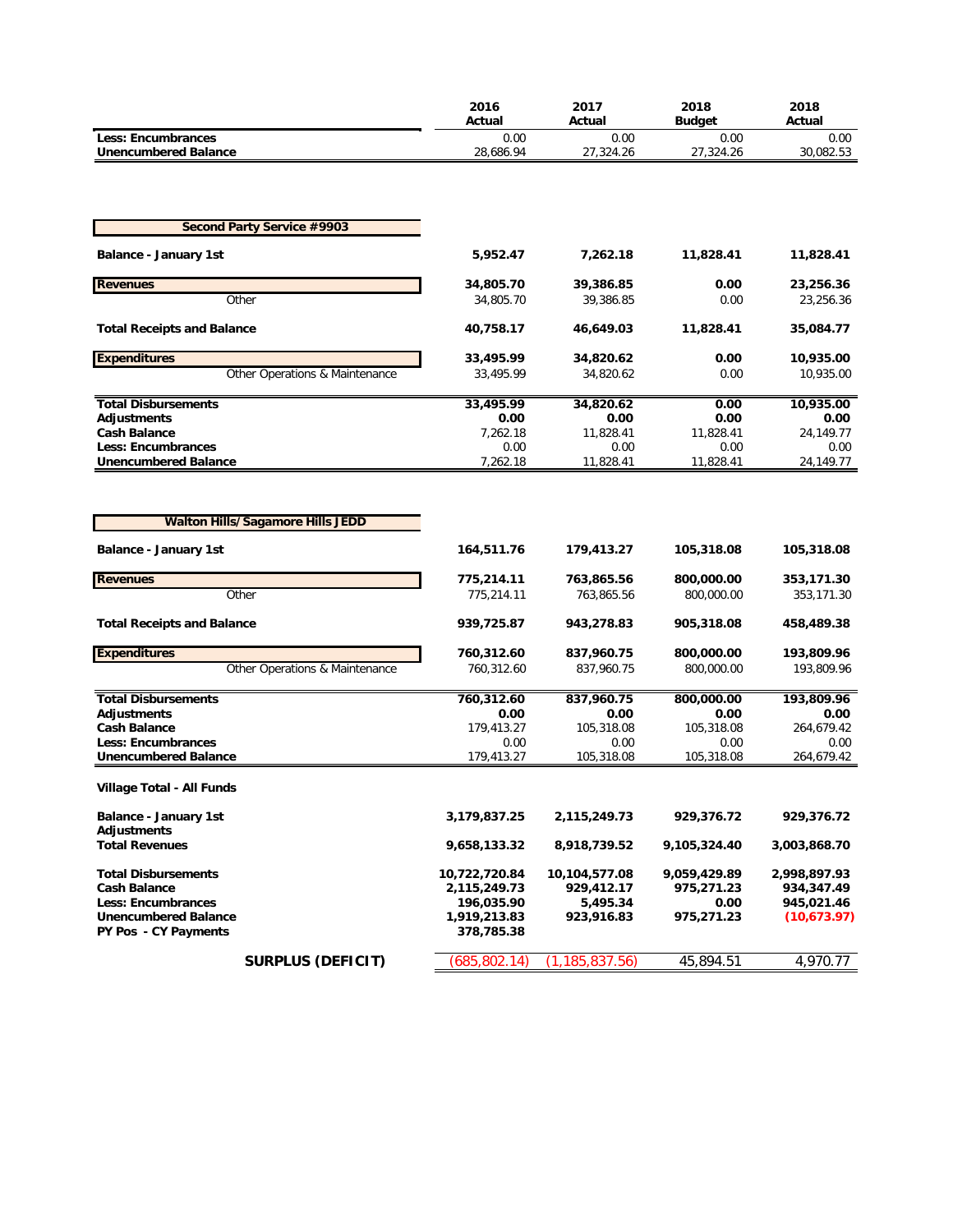| | 2016 Actual | 2017 Actual | 2018 Budget | 2018 Actual |
|---|---|---|---|---|
| **Less: Encumbrances** | 0.00 | 0.00 | 0.00 | 0.00 |
| **Unencumbered Balance** | 28,686.94 | 27,324.26 | 27,324.26 | 30,082.53 |

| **Second Party Service #9903** | | | | |
|---|---|---|---|---|
| **Balance - January 1st** | **5,952.47** | **7,262.18** | **11,828.41** | **11,828.41** |
| **Revenues** | **34,805.70** | **39,386.85** | **0.00** | **23,256.36** |
| Other | 34,805.70 | 39,386.85 | 0.00 | 23,256.36 |
| **Total Receipts and Balance** | **40,758.17** | **46,649.03** | **11,828.41** | **35,084.77** |
| **Expenditures** | **33,495.99** | **34,820.62** | **0.00** | **10,935.00** |
| Other Operations & Maintenance | 33,495.99 | 34,820.62 | 0.00 | 10,935.00 |
| **Total Disbursements** | **33,495.99** | **34,820.62** | **0.00** | **10,935.00** |
| **Adjustments** | **0.00** | **0.00** | **0.00** | **0.00** |
| **Cash Balance** | 7,262.18 | 11,828.41 | 11,828.41 | 24,149.77 |
| **Less: Encumbrances** | 0.00 | 0.00 | 0.00 | 0.00 |
| **Unencumbered Balance** | 7,262.18 | 11,828.41 | 11,828.41 | 24,149.77 |

| **Walton Hills/Sagamore Hills JEDD** | | | | |
|---|---|---|---|---|
| **Balance - January 1st** | **164,511.76** | **179,413.27** | **105,318.08** | **105,318.08** |
| **Revenues** | **775,214.11** | **763,865.56** | **800,000.00** | **353,171.30** |
| Other | 775,214.11 | 763,865.56 | 800,000.00 | 353,171.30 |
| **Total Receipts and Balance** | **939,725.87** | **943,278.83** | **905,318.08** | **458,489.38** |
| **Expenditures** | **760,312.60** | **837,960.75** | **800,000.00** | **193,809.96** |
| Other Operations & Maintenance | 760,312.60 | 837,960.75 | 800,000.00 | 193,809.96 |
| **Total Disbursements** | **760,312.60** | **837,960.75** | **800,000.00** | **193,809.96** |
| **Adjustments** | **0.00** | **0.00** | **0.00** | **0.00** |
| **Cash Balance** | 179,413.27 | 105,318.08 | 105,318.08 | 264,679.42 |
| **Less: Encumbrances** | 0.00 | 0.00 | 0.00 | 0.00 |
| **Unencumbered Balance** | 179,413.27 | 105,318.08 | 105,318.08 | 264,679.42 |

| **Village Total - All Funds** | | | | |
|---|---|---|---|---|
| **Balance - January 1st** | **3,179,837.25** | **2,115,249.73** | **929,376.72** | **929,376.72** |
| **Adjustments** | | | | |
| **Total Revenues** | **9,658,133.32** | **8,918,739.52** | **9,105,324.40** | **3,003,868.70** |
| **Total Disbursements** | **10,722,720.84** | **10,104,577.08** | **9,059,429.89** | **2,998,897.93** |
| **Cash Balance** | **2,115,249.73** | **929,412.17** | **975,271.23** | **934,347.49** |
| **Less: Encumbrances** | **196,035.90** | **5,495.34** | **0.00** | **945,021.46** |
| **Unencumbered Balance** | **1,919,213.83** | **923,916.83** | **975,271.23** | **(10,673.97)** |
| **PY Pos - CY Payments** | **378,785.38** | | | |
| **SURPLUS (DEFICIT)** | (685,802.14) | (1,185,837.56) | 45,894.51 | 4,970.77 |